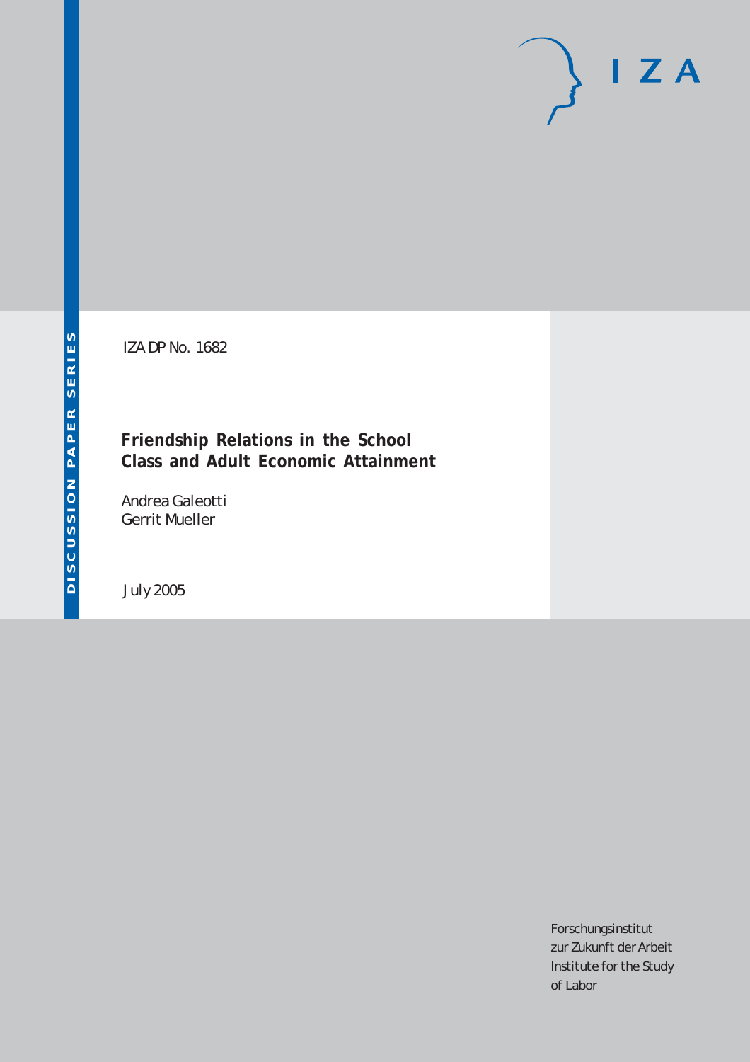DISCUSSION PAPER SERIES

IZA DP No. 1682

# Friendship Relations in the School Class and Adult Economic Attainment

Andrea Galeotti
Gerrit Mueller

July 2005

IZA

Forschungsinstitut
zur Zukunft der Arbeit
Institute for the Study
of Labor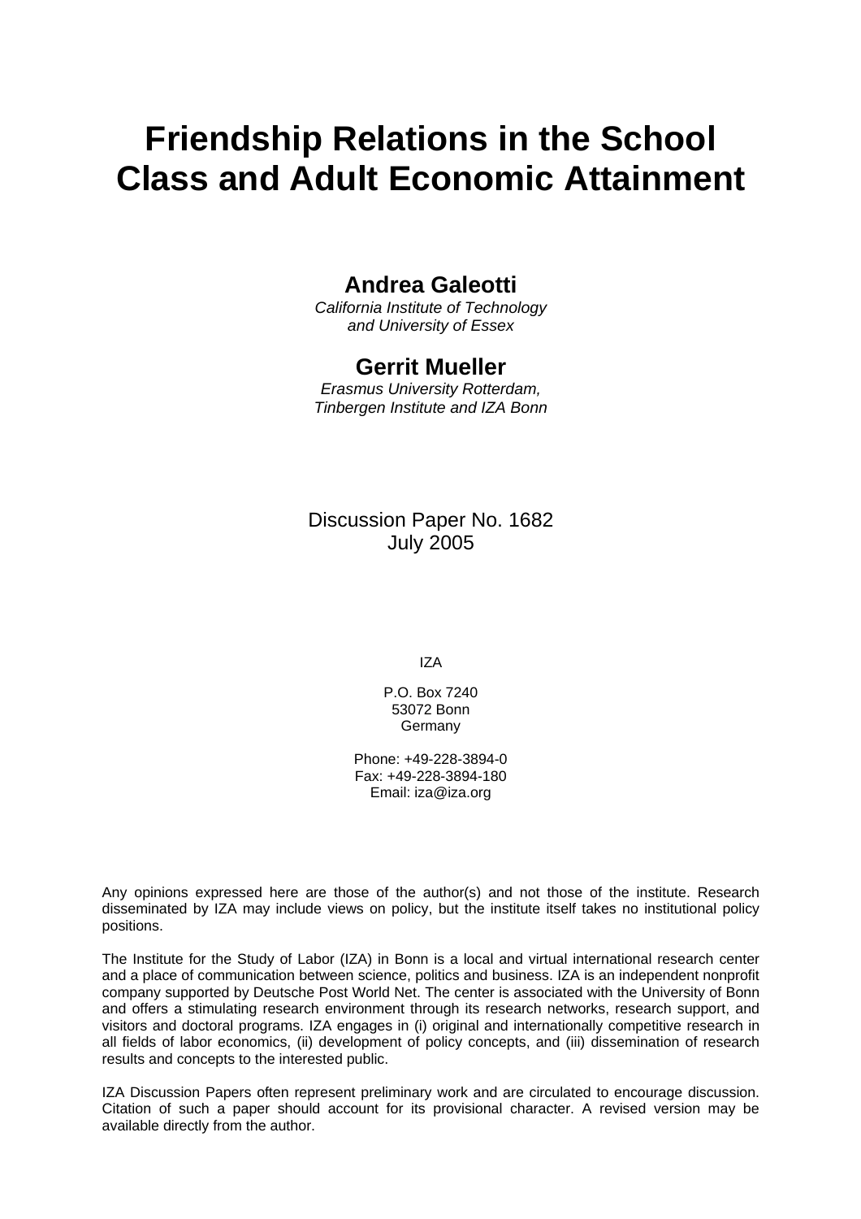# Friendship Relations in the School Class and Adult Economic Attainment

**Andrea Galeotti**
*California Institute of Technology and University of Essex*

**Gerrit Mueller**
*Erasmus University Rotterdam, Tinbergen Institute and IZA Bonn*

Discussion Paper No. 1682
July 2005

IZA

P.O. Box 7240
53072 Bonn
Germany

Phone: +49-228-3894-0
Fax: +49-228-3894-180
Email: iza@iza.org

Any opinions expressed here are those of the author(s) and not those of the institute. Research disseminated by IZA may include views on policy, but the institute itself takes no institutional policy positions.

The Institute for the Study of Labor (IZA) in Bonn is a local and virtual international research center and a place of communication between science, politics and business. IZA is an independent nonprofit company supported by Deutsche Post World Net. The center is associated with the University of Bonn and offers a stimulating research environment through its research networks, research support, and visitors and doctoral programs. IZA engages in (i) original and internationally competitive research in all fields of labor economics, (ii) development of policy concepts, and (iii) dissemination of research results and concepts to the interested public.

IZA Discussion Papers often represent preliminary work and are circulated to encourage discussion. Citation of such a paper should account for its provisional character. A revised version may be available directly from the author.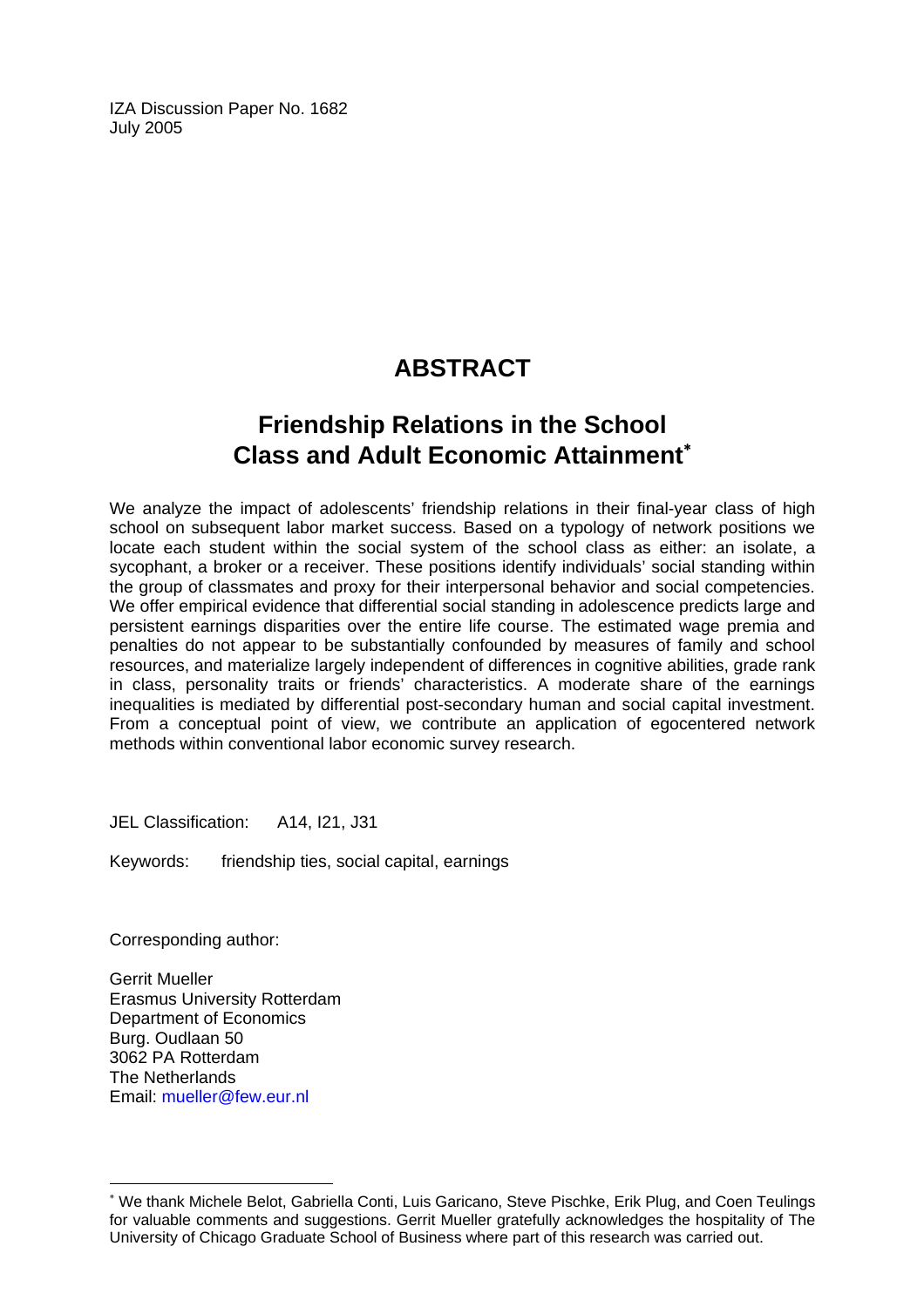IZA Discussion Paper No. 1682
July 2005

# ABSTRACT

## Friendship Relations in the School Class and Adult Economic Attainment*

We analyze the impact of adolescents' friendship relations in their final-year class of high school on subsequent labor market success. Based on a typology of network positions we locate each student within the social system of the school class as either: an isolate, a sycophant, a broker or a receiver. These positions identify individuals' social standing within the group of classmates and proxy for their interpersonal behavior and social competencies. We offer empirical evidence that differential social standing in adolescence predicts large and persistent earnings disparities over the entire life course. The estimated wage premia and penalties do not appear to be substantially confounded by measures of family and school resources, and materialize largely independent of differences in cognitive abilities, grade rank in class, personality traits or friends' characteristics. A moderate share of the earnings inequalities is mediated by differential post-secondary human and social capital investment. From a conceptual point of view, we contribute an application of egocentered network methods within conventional labor economic survey research.

JEL Classification: A14, I21, J31

Keywords: friendship ties, social capital, earnings

Corresponding author:

Gerrit Mueller
Erasmus University Rotterdam
Department of Economics
Burg. Oudlaan 50
3062 PA Rotterdam
The Netherlands
Email: mueller@few.eur.nl

---

* We thank Michele Belot, Gabriella Conti, Luis Garicano, Steve Pischke, Erik Plug, and Coen Teulings for valuable comments and suggestions. Gerrit Mueller gratefully acknowledges the hospitality of The University of Chicago Graduate School of Business where part of this research was carried out.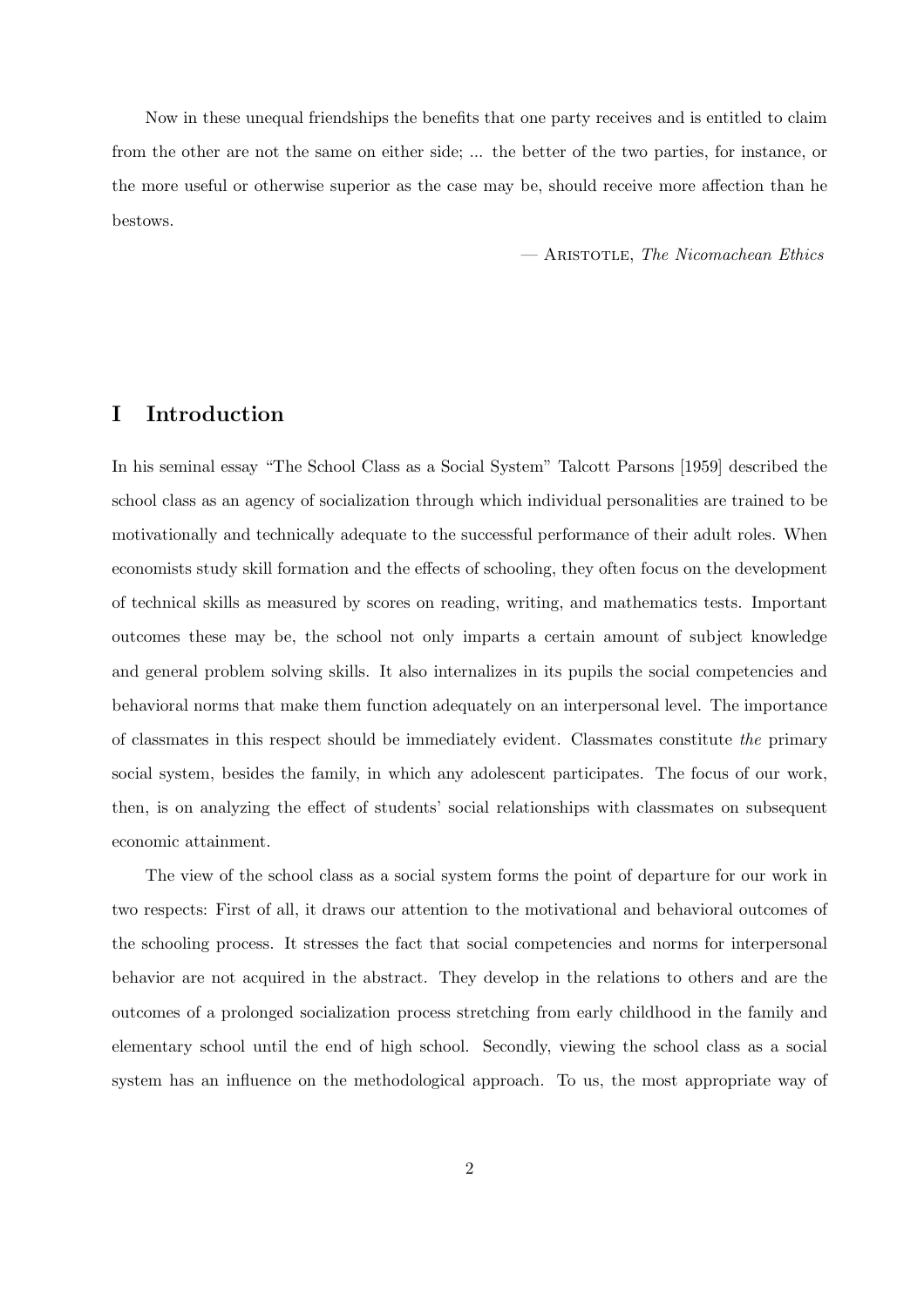Now in these unequal friendships the benefits that one party receives and is entitled to claim from the other are not the same on either side; ... the better of the two parties, for instance, or the more useful or otherwise superior as the case may be, should receive more affection than he bestows.

— Aristotle, *The Nicomachean Ethics*

# I Introduction

In his seminal essay "The School Class as a Social System" Talcott Parsons [1959] described the school class as an agency of socialization through which individual personalities are trained to be motivationally and technically adequate to the successful performance of their adult roles. When economists study skill formation and the effects of schooling, they often focus on the development of technical skills as measured by scores on reading, writing, and mathematics tests. Important outcomes these may be, the school not only imparts a certain amount of subject knowledge and general problem solving skills. It also internalizes in its pupils the social competencies and behavioral norms that make them function adequately on an interpersonal level. The importance of classmates in this respect should be immediately evident. Classmates constitute *the* primary social system, besides the family, in which any adolescent participates. The focus of our work, then, is on analyzing the effect of students' social relationships with classmates on subsequent economic attainment.

The view of the school class as a social system forms the point of departure for our work in two respects: First of all, it draws our attention to the motivational and behavioral outcomes of the schooling process. It stresses the fact that social competencies and norms for interpersonal behavior are not acquired in the abstract. They develop in the relations to others and are the outcomes of a prolonged socialization process stretching from early childhood in the family and elementary school until the end of high school. Secondly, viewing the school class as a social system has an influence on the methodological approach. To us, the most appropriate way of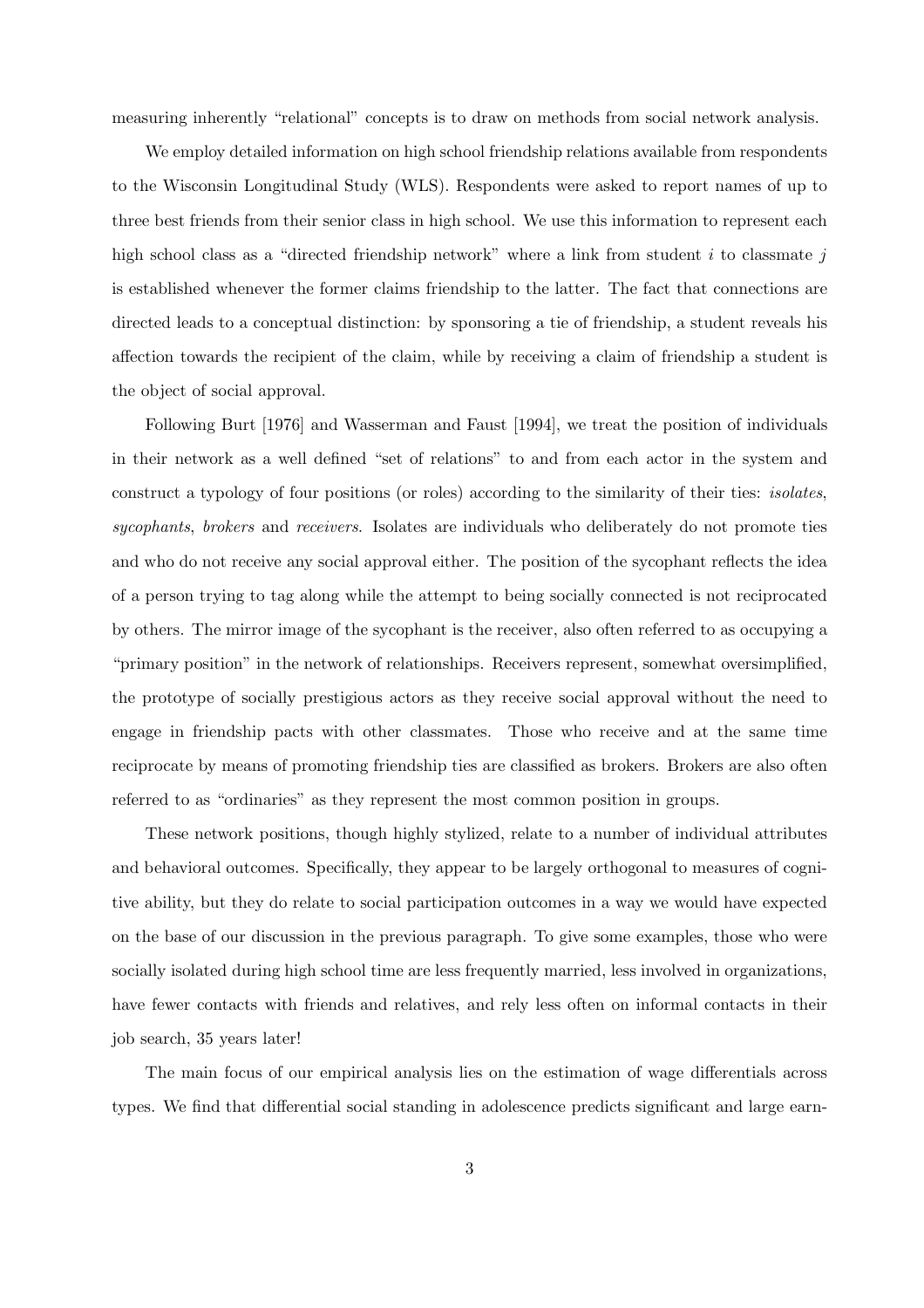measuring inherently "relational" concepts is to draw on methods from social network analysis.

We employ detailed information on high school friendship relations available from respondents to the Wisconsin Longitudinal Study (WLS). Respondents were asked to report names of up to three best friends from their senior class in high school. We use this information to represent each high school class as a "directed friendship network" where a link from student $i$ to classmate $j$ is established whenever the former claims friendship to the latter. The fact that connections are directed leads to a conceptual distinction: by sponsoring a tie of friendship, a student reveals his affection towards the recipient of the claim, while by receiving a claim of friendship a student is the object of social approval.

Following Burt [1976] and Wasserman and Faust [1994], we treat the position of individuals in their network as a well defined "set of relations" to and from each actor in the system and construct a typology of four positions (or roles) according to the similarity of their ties: *isolates*, *sycophants*, *brokers* and *receivers*. Isolates are individuals who deliberately do not promote ties and who do not receive any social approval either. The position of the sycophant reflects the idea of a person trying to tag along while the attempt to being socially connected is not reciprocated by others. The mirror image of the sycophant is the receiver, also often referred to as occupying a "primary position" in the network of relationships. Receivers represent, somewhat oversimplified, the prototype of socially prestigious actors as they receive social approval without the need to engage in friendship pacts with other classmates. Those who receive and at the same time reciprocate by means of promoting friendship ties are classified as brokers. Brokers are also often referred to as "ordinaries" as they represent the most common position in groups.

These network positions, though highly stylized, relate to a number of individual attributes and behavioral outcomes. Specifically, they appear to be largely orthogonal to measures of cognitive ability, but they do relate to social participation outcomes in a way we would have expected on the base of our discussion in the previous paragraph. To give some examples, those who were socially isolated during high school time are less frequently married, less involved in organizations, have fewer contacts with friends and relatives, and rely less often on informal contacts in their job search, 35 years later!

The main focus of our empirical analysis lies on the estimation of wage differentials across types. We find that differential social standing in adolescence predicts significant and large earn-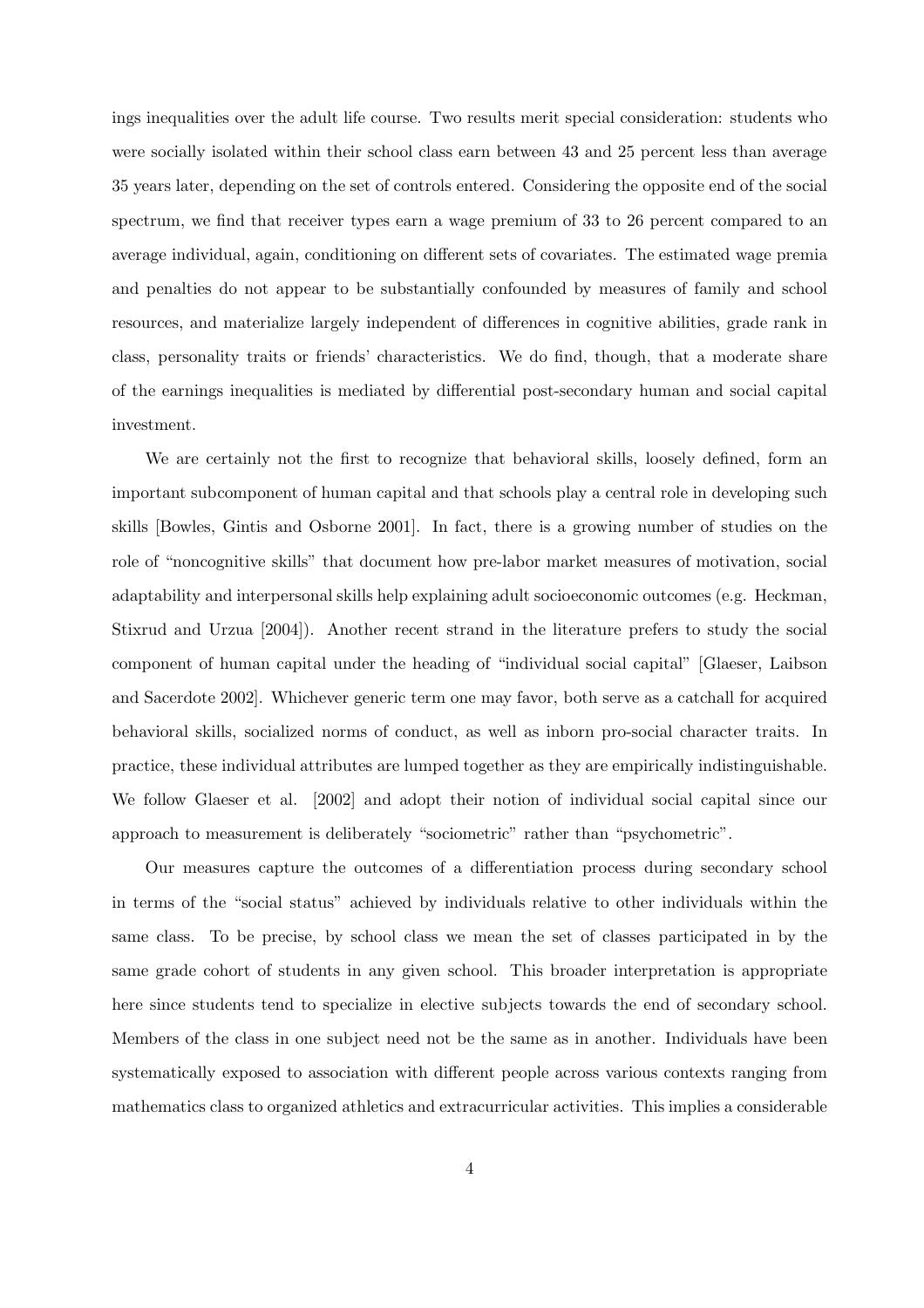ings inequalities over the adult life course. Two results merit special consideration: students who were socially isolated within their school class earn between 43 and 25 percent less than average 35 years later, depending on the set of controls entered. Considering the opposite end of the social spectrum, we find that receiver types earn a wage premium of 33 to 26 percent compared to an average individual, again, conditioning on different sets of covariates. The estimated wage premia and penalties do not appear to be substantially confounded by measures of family and school resources, and materialize largely independent of differences in cognitive abilities, grade rank in class, personality traits or friends' characteristics. We do find, though, that a moderate share of the earnings inequalities is mediated by differential post-secondary human and social capital investment.

We are certainly not the first to recognize that behavioral skills, loosely defined, form an important subcomponent of human capital and that schools play a central role in developing such skills [Bowles, Gintis and Osborne 2001]. In fact, there is a growing number of studies on the role of "noncognitive skills" that document how pre-labor market measures of motivation, social adaptability and interpersonal skills help explaining adult socioeconomic outcomes (e.g. Heckman, Stixrud and Urzua [2004]). Another recent strand in the literature prefers to study the social component of human capital under the heading of "individual social capital" [Glaeser, Laibson and Sacerdote 2002]. Whichever generic term one may favor, both serve as a catchall for acquired behavioral skills, socialized norms of conduct, as well as inborn pro-social character traits. In practice, these individual attributes are lumped together as they are empirically indistinguishable. We follow Glaeser et al. [2002] and adopt their notion of individual social capital since our approach to measurement is deliberately "sociometric" rather than "psychometric".

Our measures capture the outcomes of a differentiation process during secondary school in terms of the "social status" achieved by individuals relative to other individuals within the same class. To be precise, by school class we mean the set of classes participated in by the same grade cohort of students in any given school. This broader interpretation is appropriate here since students tend to specialize in elective subjects towards the end of secondary school. Members of the class in one subject need not be the same as in another. Individuals have been systematically exposed to association with different people across various contexts ranging from mathematics class to organized athletics and extracurricular activities. This implies a considerable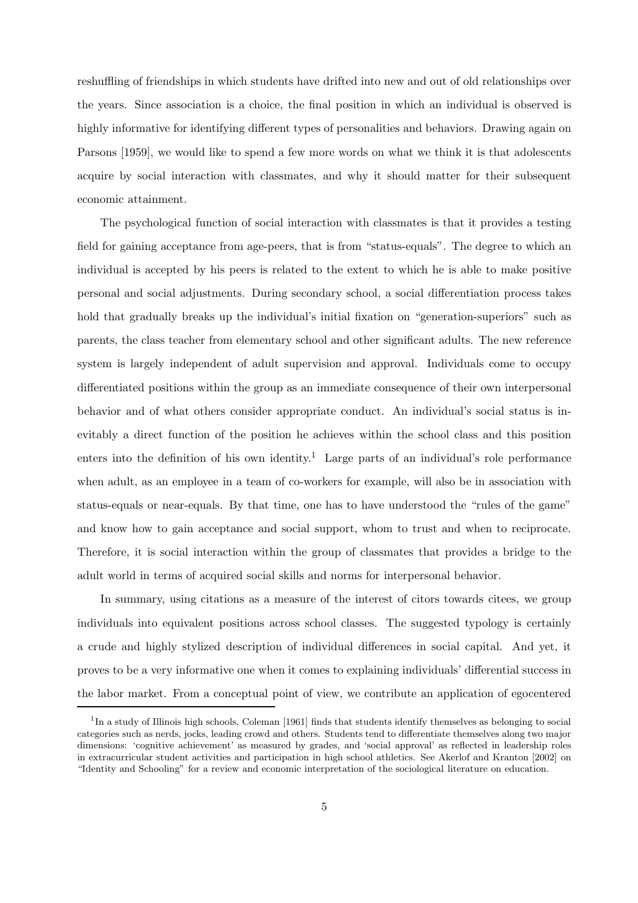reshuffling of friendships in which students have drifted into new and out of old relationships over the years. Since association is a choice, the final position in which an individual is observed is highly informative for identifying different types of personalities and behaviors. Drawing again on Parsons [1959], we would like to spend a few more words on what we think it is that adolescents acquire by social interaction with classmates, and why it should matter for their subsequent economic attainment.

The psychological function of social interaction with classmates is that it provides a testing field for gaining acceptance from age-peers, that is from "status-equals". The degree to which an individual is accepted by his peers is related to the extent to which he is able to make positive personal and social adjustments. During secondary school, a social differentiation process takes hold that gradually breaks up the individual's initial fixation on "generation-superiors" such as parents, the class teacher from elementary school and other significant adults. The new reference system is largely independent of adult supervision and approval. Individuals come to occupy differentiated positions within the group as an immediate consequence of their own interpersonal behavior and of what others consider appropriate conduct. An individual's social status is inevitably a direct function of the position he achieves within the school class and this position enters into the definition of his own identity.[1] Large parts of an individual's role performance when adult, as an employee in a team of co-workers for example, will also be in association with status-equals or near-equals. By that time, one has to have understood the "rules of the game" and know how to gain acceptance and social support, whom to trust and when to reciprocate. Therefore, it is social interaction within the group of classmates that provides a bridge to the adult world in terms of acquired social skills and norms for interpersonal behavior.

In summary, using citations as a measure of the interest of citors towards citees, we group individuals into equivalent positions across school classes. The suggested typology is certainly a crude and highly stylized description of individual differences in social capital. And yet, it proves to be a very informative one when it comes to explaining individuals' differential success in the labor market. From a conceptual point of view, we contribute an application of egocentered

[1] In a study of Illinois high schools, Coleman [1961] finds that students identify themselves as belonging to social categories such as nerds, jocks, leading crowd and others. Students tend to differentiate themselves along two major dimensions: 'cognitive achievement' as measured by grades, and 'social approval' as reflected in leadership roles in extracurricular student activities and participation in high school athletics. See Akerlof and Kranton [2002] on "Identity and Schooling" for a review and economic interpretation of the sociological literature on education.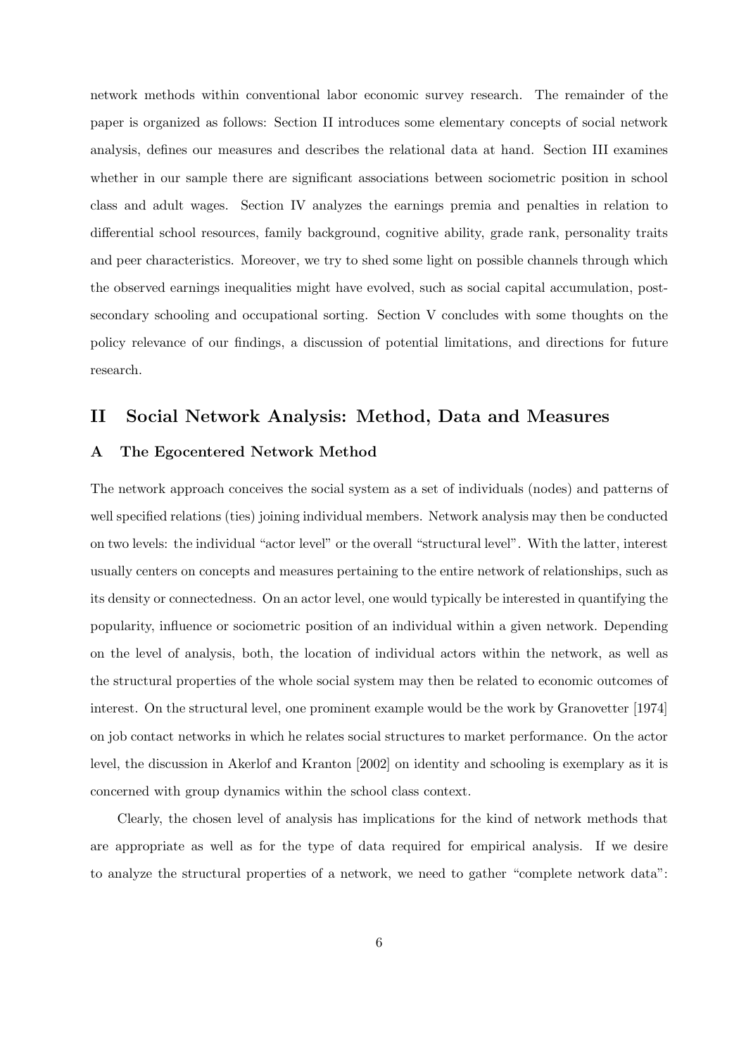network methods within conventional labor economic survey research. The remainder of the paper is organized as follows: Section II introduces some elementary concepts of social network analysis, defines our measures and describes the relational data at hand. Section III examines whether in our sample there are significant associations between sociometric position in school class and adult wages. Section IV analyzes the earnings premia and penalties in relation to differential school resources, family background, cognitive ability, grade rank, personality traits and peer characteristics. Moreover, we try to shed some light on possible channels through which the observed earnings inequalities might have evolved, such as social capital accumulation, post-secondary schooling and occupational sorting. Section V concludes with some thoughts on the policy relevance of our findings, a discussion of potential limitations, and directions for future research.

## II Social Network Analysis: Method, Data and Measures

### A The Egocentered Network Method

The network approach conceives the social system as a set of individuals (nodes) and patterns of well specified relations (ties) joining individual members. Network analysis may then be conducted on two levels: the individual "actor level" or the overall "structural level". With the latter, interest usually centers on concepts and measures pertaining to the entire network of relationships, such as its density or connectedness. On an actor level, one would typically be interested in quantifying the popularity, influence or sociometric position of an individual within a given network. Depending on the level of analysis, both, the location of individual actors within the network, as well as the structural properties of the whole social system may then be related to economic outcomes of interest. On the structural level, one prominent example would be the work by Granovetter [1974] on job contact networks in which he relates social structures to market performance. On the actor level, the discussion in Akerlof and Kranton [2002] on identity and schooling is exemplary as it is concerned with group dynamics within the school class context.

Clearly, the chosen level of analysis has implications for the kind of network methods that are appropriate as well as for the type of data required for empirical analysis. If we desire to analyze the structural properties of a network, we need to gather "complete network data":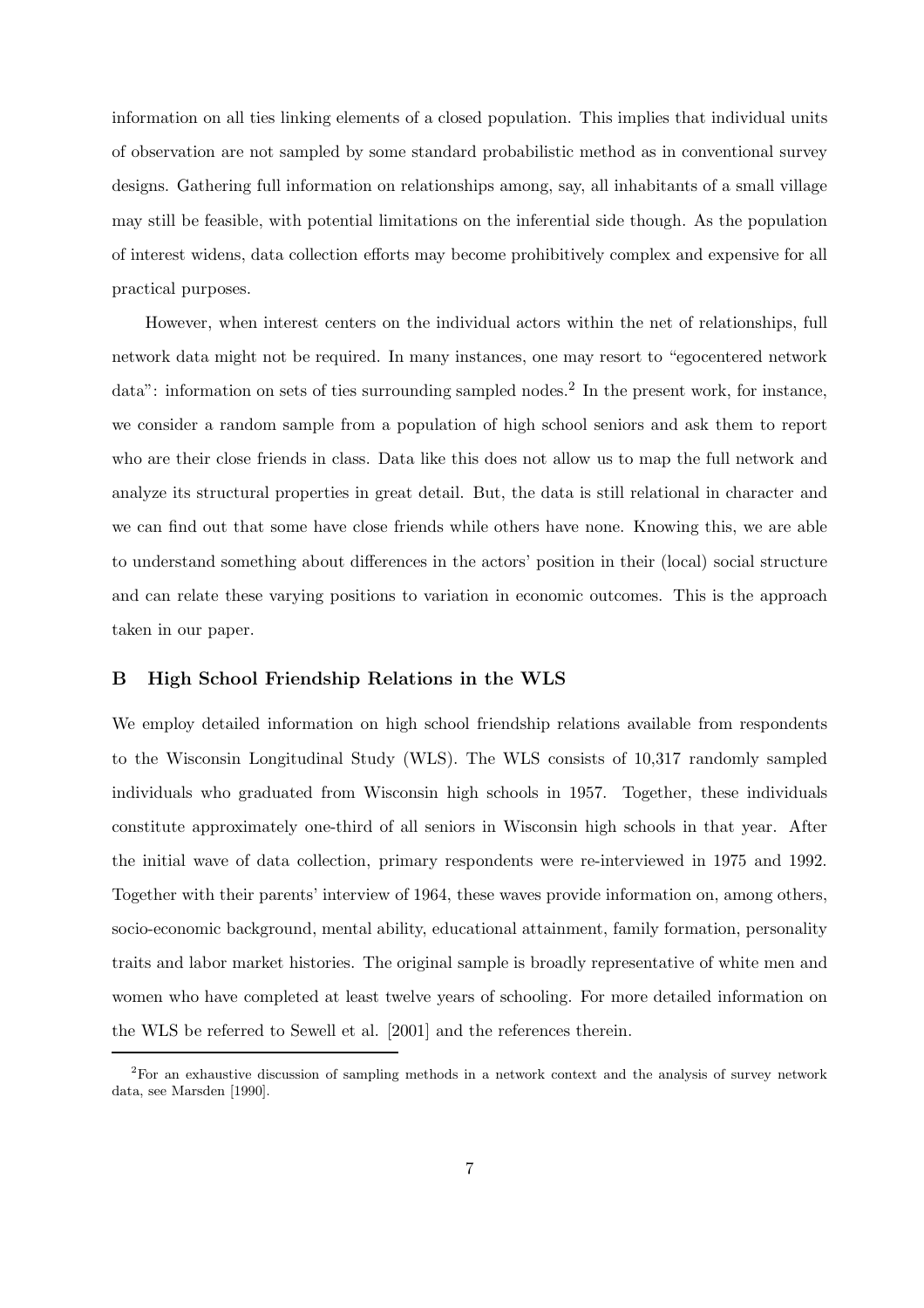information on all ties linking elements of a closed population. This implies that individual units of observation are not sampled by some standard probabilistic method as in conventional survey designs. Gathering full information on relationships among, say, all inhabitants of a small village may still be feasible, with potential limitations on the inferential side though. As the population of interest widens, data collection efforts may become prohibitively complex and expensive for all practical purposes.

However, when interest centers on the individual actors within the net of relationships, full network data might not be required. In many instances, one may resort to "egocentered network data": information on sets of ties surrounding sampled nodes.[2] In the present work, for instance, we consider a random sample from a population of high school seniors and ask them to report who are their close friends in class. Data like this does not allow us to map the full network and analyze its structural properties in great detail. But, the data is still relational in character and we can find out that some have close friends while others have none. Knowing this, we are able to understand something about differences in the actors' position in their (local) social structure and can relate these varying positions to variation in economic outcomes. This is the approach taken in our paper.

## B High School Friendship Relations in the WLS

We employ detailed information on high school friendship relations available from respondents to the Wisconsin Longitudinal Study (WLS). The WLS consists of 10,317 randomly sampled individuals who graduated from Wisconsin high schools in 1957. Together, these individuals constitute approximately one-third of all seniors in Wisconsin high schools in that year. After the initial wave of data collection, primary respondents were re-interviewed in 1975 and 1992. Together with their parents' interview of 1964, these waves provide information on, among others, socio-economic background, mental ability, educational attainment, family formation, personality traits and labor market histories. The original sample is broadly representative of white men and women who have completed at least twelve years of schooling. For more detailed information on the WLS be referred to Sewell et al. [2001] and the references therein.

[2] For an exhaustive discussion of sampling methods in a network context and the analysis of survey network data, see Marsden [1990].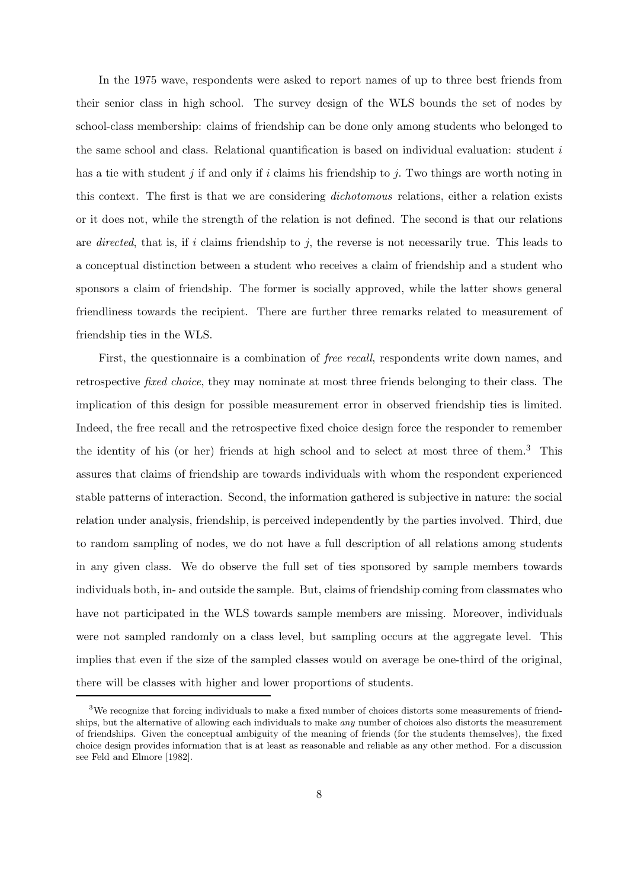In the 1975 wave, respondents were asked to report names of up to three best friends from their senior class in high school. The survey design of the WLS bounds the set of nodes by school-class membership: claims of friendship can be done only among students who belonged to the same school and class. Relational quantification is based on individual evaluation: student $i$ has a tie with student $j$ if and only if $i$ claims his friendship to $j$. Two things are worth noting in this context. The first is that we are considering *dichotomous* relations, either a relation exists or it does not, while the strength of the relation is not defined. The second is that our relations are *directed*, that is, if $i$ claims friendship to $j$, the reverse is not necessarily true. This leads to a conceptual distinction between a student who receives a claim of friendship and a student who sponsors a claim of friendship. The former is socially approved, while the latter shows general friendliness towards the recipient. There are further three remarks related to measurement of friendship ties in the WLS.

First, the questionnaire is a combination of *free recall*, respondents write down names, and retrospective *fixed choice*, they may nominate at most three friends belonging to their class. The implication of this design for possible measurement error in observed friendship ties is limited. Indeed, the free recall and the retrospective fixed choice design force the responder to remember the identity of his (or her) friends at high school and to select at most three of them.[3] This assures that claims of friendship are towards individuals with whom the respondent experienced stable patterns of interaction. Second, the information gathered is subjective in nature: the social relation under analysis, friendship, is perceived independently by the parties involved. Third, due to random sampling of nodes, we do not have a full description of all relations among students in any given class. We do observe the full set of ties sponsored by sample members towards individuals both, in- and outside the sample. But, claims of friendship coming from classmates who have not participated in the WLS towards sample members are missing. Moreover, individuals were not sampled randomly on a class level, but sampling occurs at the aggregate level. This implies that even if the size of the sampled classes would on average be one-third of the original, there will be classes with higher and lower proportions of students.

[3] We recognize that forcing individuals to make a fixed number of choices distorts some measurements of friendships, but the alternative of allowing each individuals to make *any* number of choices also distorts the measurement of friendships. Given the conceptual ambiguity of the meaning of friends (for the students themselves), the fixed choice design provides information that is at least as reasonable and reliable as any other method. For a discussion see Feld and Elmore [1982].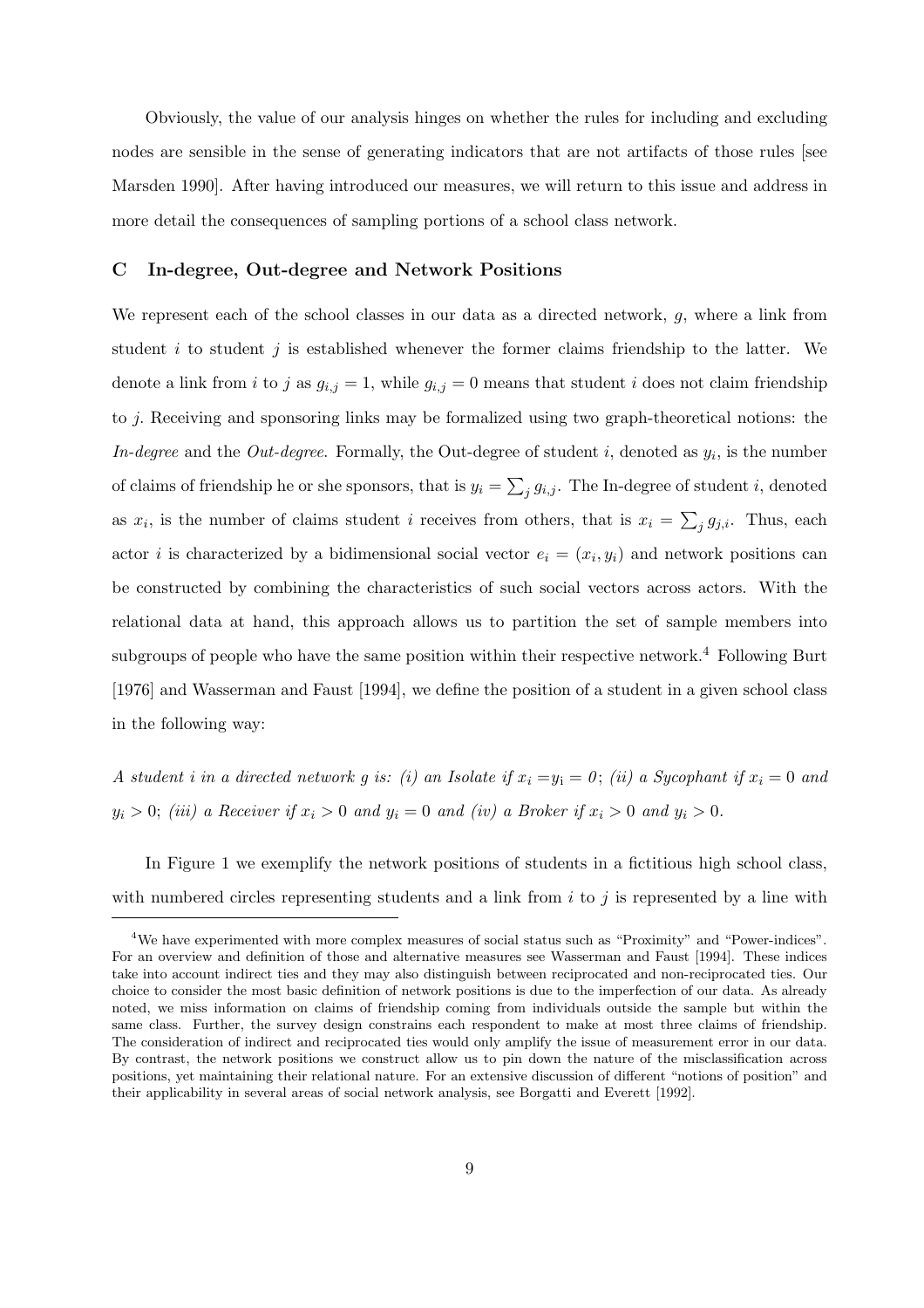Obviously, the value of our analysis hinges on whether the rules for including and excluding nodes are sensible in the sense of generating indicators that are not artifacts of those rules [see Marsden 1990]. After having introduced our measures, we will return to this issue and address in more detail the consequences of sampling portions of a school class network.

## C In-degree, Out-degree and Network Positions

We represent each of the school classes in our data as a directed network, $g$, where a link from student $i$ to student $j$ is established whenever the former claims friendship to the latter. We denote a link from $i$ to $j$ as $g_{i,j} = 1$, while $g_{i,j} = 0$ means that student $i$ does not claim friendship to $j$. Receiving and sponsoring links may be formalized using two graph-theoretical notions: the *In-degree* and the *Out-degree*. Formally, the Out-degree of student $i$, denoted as $y_i$, is the number of claims of friendship he or she sponsors, that is $y_i = \sum_j g_{i,j}$. The In-degree of student $i$, denoted as $x_i$, is the number of claims student $i$ receives from others, that is $x_i = \sum_j g_{j,i}$. Thus, each actor $i$ is characterized by a bidimensional social vector $e_i = (x_i, y_i)$ and network positions can be constructed by combining the characteristics of such social vectors across actors. With the relational data at hand, this approach allows us to partition the set of sample members into subgroups of people who have the same position within their respective network.[4] Following Burt [1976] and Wasserman and Faust [1994], we define the position of a student in a given school class in the following way:

*A student $i$ in a directed network $g$ is: (i) an Isolate if $x_i = y_i = 0$; (ii) a Sycophant if $x_i = 0$ and $y_i > 0$; (iii) a Receiver if $x_i > 0$ and $y_i = 0$ and (iv) a Broker if $x_i > 0$ and $y_i > 0$.*

In Figure 1 we exemplify the network positions of students in a fictitious high school class, with numbered circles representing students and a link from $i$ to $j$ is represented by a line with

[4] We have experimented with more complex measures of social status such as "Proximity" and "Power-indices". For an overview and definition of those and alternative measures see Wasserman and Faust [1994]. These indices take into account indirect ties and they may also distinguish between reciprocated and non-reciprocated ties. Our choice to consider the most basic definition of network positions is due to the imperfection of our data. As already noted, we miss information on claims of friendship coming from individuals outside the sample but within the same class. Further, the survey design constrains each respondent to make at most three claims of friendship. The consideration of indirect and reciprocated ties would only amplify the issue of measurement error in our data. By contrast, the network positions we construct allow us to pin down the nature of the misclassification across positions, yet maintaining their relational nature. For an extensive discussion of different "notions of position" and their applicability in several areas of social network analysis, see Borgatti and Everett [1992].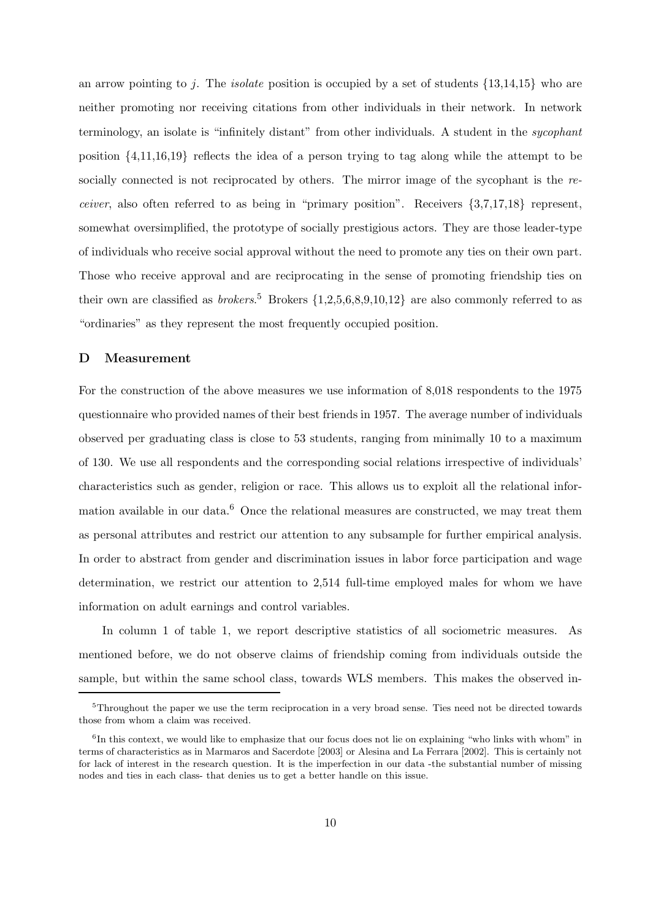an arrow pointing to $j$. The *isolate* position is occupied by a set of students {13,14,15} who are neither promoting nor receiving citations from other individuals in their network. In network terminology, an isolate is "infinitely distant" from other individuals. A student in the *sycophant* position {4,11,16,19} reflects the idea of a person trying to tag along while the attempt to be socially connected is not reciprocated by others. The mirror image of the sycophant is the *receiver*, also often referred to as being in "primary position". Receivers {3,7,17,18} represent, somewhat oversimplified, the prototype of socially prestigious actors. They are those leader-type of individuals who receive social approval without the need to promote any ties on their own part. Those who receive approval and are reciprocating in the sense of promoting friendship ties on their own are classified as *brokers*.[5] Brokers {1,2,5,6,8,9,10,12} are also commonly referred to as "ordinaries" as they represent the most frequently occupied position.

### D Measurement

For the construction of the above measures we use information of 8,018 respondents to the 1975 questionnaire who provided names of their best friends in 1957. The average number of individuals observed per graduating class is close to 53 students, ranging from minimally 10 to a maximum of 130. We use all respondents and the corresponding social relations irrespective of individuals' characteristics such as gender, religion or race. This allows us to exploit all the relational information available in our data.[6] Once the relational measures are constructed, we may treat them as personal attributes and restrict our attention to any subsample for further empirical analysis. In order to abstract from gender and discrimination issues in labor force participation and wage determination, we restrict our attention to 2,514 full-time employed males for whom we have information on adult earnings and control variables.

In column 1 of table 1, we report descriptive statistics of all sociometric measures. As mentioned before, we do not observe claims of friendship coming from individuals outside the sample, but within the same school class, towards WLS members. This makes the observed in-

[5] Throughout the paper we use the term reciprocation in a very broad sense. Ties need not be directed towards those from whom a claim was received.

[6] In this context, we would like to emphasize that our focus does not lie on explaining "who links with whom" in terms of characteristics as in Marmaros and Sacerdote [2003] or Alesina and La Ferrara [2002]. This is certainly not for lack of interest in the research question. It is the imperfection in our data -the substantial number of missing nodes and ties in each class- that denies us to get a better handle on this issue.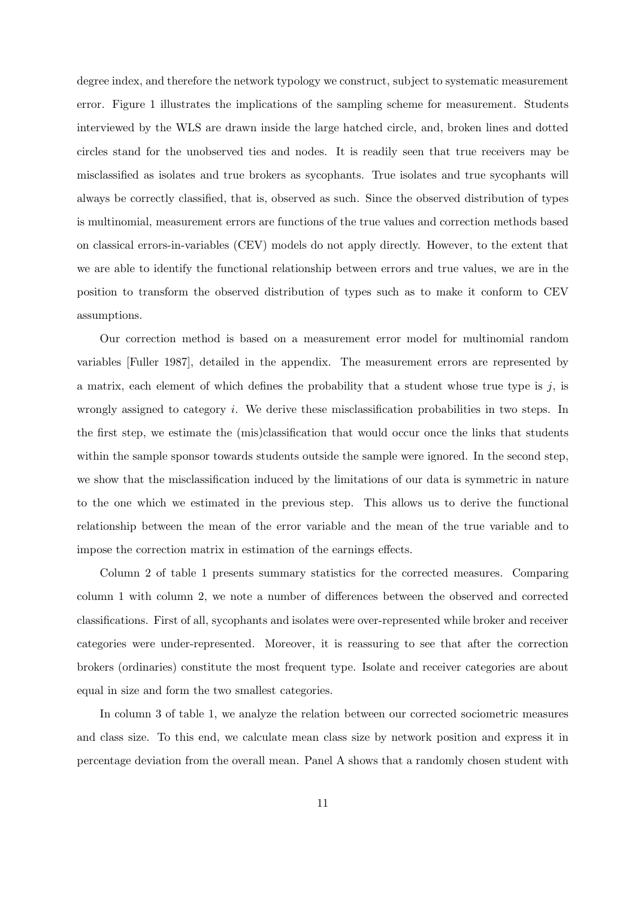degree index, and therefore the network typology we construct, subject to systematic measurement error. Figure 1 illustrates the implications of the sampling scheme for measurement. Students interviewed by the WLS are drawn inside the large hatched circle, and, broken lines and dotted circles stand for the unobserved ties and nodes. It is readily seen that true receivers may be misclassified as isolates and true brokers as sycophants. True isolates and true sycophants will always be correctly classified, that is, observed as such. Since the observed distribution of types is multinomial, measurement errors are functions of the true values and correction methods based on classical errors-in-variables (CEV) models do not apply directly. However, to the extent that we are able to identify the functional relationship between errors and true values, we are in the position to transform the observed distribution of types such as to make it conform to CEV assumptions.

Our correction method is based on a measurement error model for multinomial random variables [Fuller 1987], detailed in the appendix. The measurement errors are represented by a matrix, each element of which defines the probability that a student whose true type is $j$, is wrongly assigned to category $i$. We derive these misclassification probabilities in two steps. In the first step, we estimate the (mis)classification that would occur once the links that students within the sample sponsor towards students outside the sample were ignored. In the second step, we show that the misclassification induced by the limitations of our data is symmetric in nature to the one which we estimated in the previous step. This allows us to derive the functional relationship between the mean of the error variable and the mean of the true variable and to impose the correction matrix in estimation of the earnings effects.

Column 2 of table 1 presents summary statistics for the corrected measures. Comparing column 1 with column 2, we note a number of differences between the observed and corrected classifications. First of all, sycophants and isolates were over-represented while broker and receiver categories were under-represented. Moreover, it is reassuring to see that after the correction brokers (ordinaries) constitute the most frequent type. Isolate and receiver categories are about equal in size and form the two smallest categories.

In column 3 of table 1, we analyze the relation between our corrected sociometric measures and class size. To this end, we calculate mean class size by network position and express it in percentage deviation from the overall mean. Panel A shows that a randomly chosen student with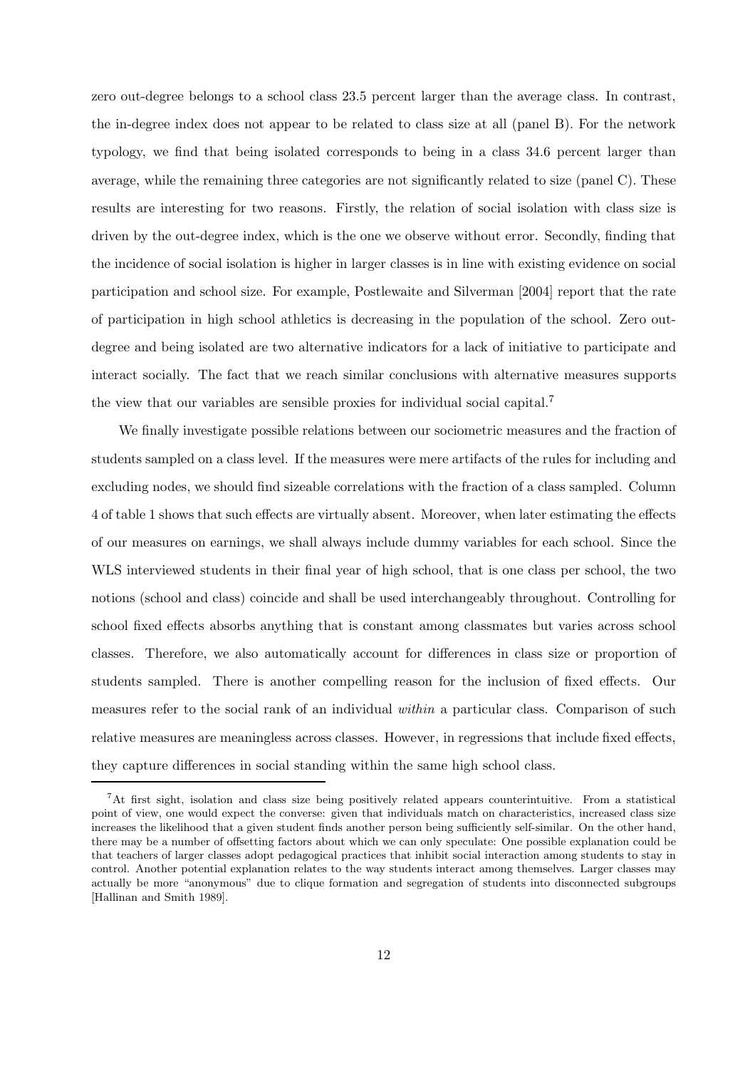zero out-degree belongs to a school class 23.5 percent larger than the average class. In contrast, the in-degree index does not appear to be related to class size at all (panel B). For the network typology, we find that being isolated corresponds to being in a class 34.6 percent larger than average, while the remaining three categories are not significantly related to size (panel C). These results are interesting for two reasons. Firstly, the relation of social isolation with class size is driven by the out-degree index, which is the one we observe without error. Secondly, finding that the incidence of social isolation is higher in larger classes is in line with existing evidence on social participation and school size. For example, Postlewaite and Silverman [2004] report that the rate of participation in high school athletics is decreasing in the population of the school. Zero out-degree and being isolated are two alternative indicators for a lack of initiative to participate and interact socially. The fact that we reach similar conclusions with alternative measures supports the view that our variables are sensible proxies for individual social capital.[7]

We finally investigate possible relations between our sociometric measures and the fraction of students sampled on a class level. If the measures were mere artifacts of the rules for including and excluding nodes, we should find sizeable correlations with the fraction of a class sampled. Column 4 of table 1 shows that such effects are virtually absent. Moreover, when later estimating the effects of our measures on earnings, we shall always include dummy variables for each school. Since the WLS interviewed students in their final year of high school, that is one class per school, the two notions (school and class) coincide and shall be used interchangeably throughout. Controlling for school fixed effects absorbs anything that is constant among classmates but varies across school classes. Therefore, we also automatically account for differences in class size or proportion of students sampled. There is another compelling reason for the inclusion of fixed effects. Our measures refer to the social rank of an individual *within* a particular class. Comparison of such relative measures are meaningless across classes. However, in regressions that include fixed effects, they capture differences in social standing within the same high school class.

[7] At first sight, isolation and class size being positively related appears counterintuitive. From a statistical point of view, one would expect the converse: given that individuals match on characteristics, increased class size increases the likelihood that a given student finds another person being sufficiently self-similar. On the other hand, there may be a number of offsetting factors about which we can only speculate: One possible explanation could be that teachers of larger classes adopt pedagogical practices that inhibit social interaction among students to stay in control. Another potential explanation relates to the way students interact among themselves. Larger classes may actually be more "anonymous" due to clique formation and segregation of students into disconnected subgroups [Hallinan and Smith 1989].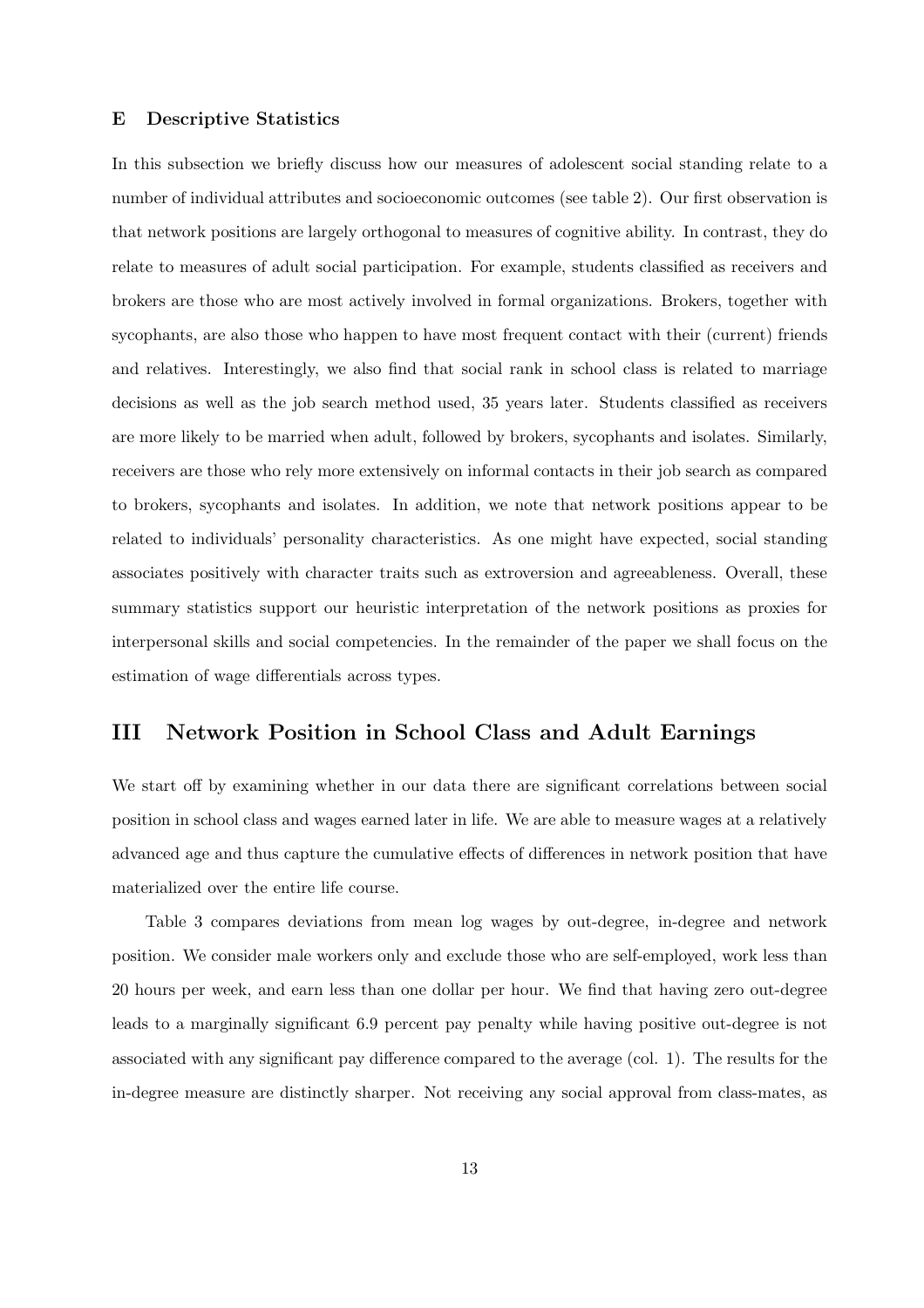### E Descriptive Statistics

In this subsection we briefly discuss how our measures of adolescent social standing relate to a number of individual attributes and socioeconomic outcomes (see table 2). Our first observation is that network positions are largely orthogonal to measures of cognitive ability. In contrast, they do relate to measures of adult social participation. For example, students classified as receivers and brokers are those who are most actively involved in formal organizations. Brokers, together with sycophants, are also those who happen to have most frequent contact with their (current) friends and relatives. Interestingly, we also find that social rank in school class is related to marriage decisions as well as the job search method used, 35 years later. Students classified as receivers are more likely to be married when adult, followed by brokers, sycophants and isolates. Similarly, receivers are those who rely more extensively on informal contacts in their job search as compared to brokers, sycophants and isolates. In addition, we note that network positions appear to be related to individuals' personality characteristics. As one might have expected, social standing associates positively with character traits such as extroversion and agreeableness. Overall, these summary statistics support our heuristic interpretation of the network positions as proxies for interpersonal skills and social competencies. In the remainder of the paper we shall focus on the estimation of wage differentials across types.

## III Network Position in School Class and Adult Earnings

We start off by examining whether in our data there are significant correlations between social position in school class and wages earned later in life. We are able to measure wages at a relatively advanced age and thus capture the cumulative effects of differences in network position that have materialized over the entire life course.

Table 3 compares deviations from mean log wages by out-degree, in-degree and network position. We consider male workers only and exclude those who are self-employed, work less than 20 hours per week, and earn less than one dollar per hour. We find that having zero out-degree leads to a marginally significant 6.9 percent pay penalty while having positive out-degree is not associated with any significant pay difference compared to the average (col. 1). The results for the in-degree measure are distinctly sharper. Not receiving any social approval from class-mates, as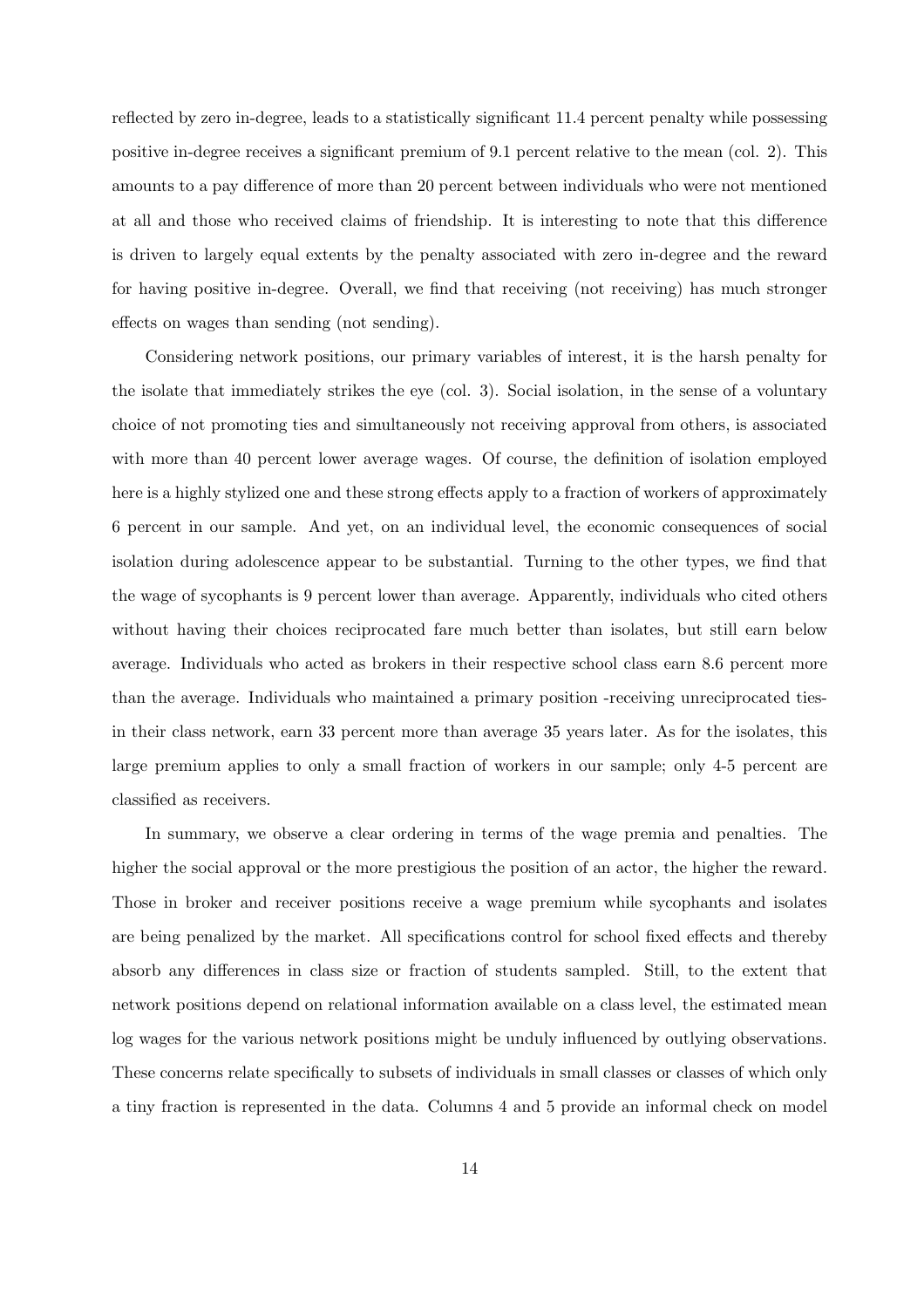reflected by zero in-degree, leads to a statistically significant 11.4 percent penalty while possessing positive in-degree receives a significant premium of 9.1 percent relative to the mean (col. 2). This amounts to a pay difference of more than 20 percent between individuals who were not mentioned at all and those who received claims of friendship. It is interesting to note that this difference is driven to largely equal extents by the penalty associated with zero in-degree and the reward for having positive in-degree. Overall, we find that receiving (not receiving) has much stronger effects on wages than sending (not sending).

Considering network positions, our primary variables of interest, it is the harsh penalty for the isolate that immediately strikes the eye (col. 3). Social isolation, in the sense of a voluntary choice of not promoting ties and simultaneously not receiving approval from others, is associated with more than 40 percent lower average wages. Of course, the definition of isolation employed here is a highly stylized one and these strong effects apply to a fraction of workers of approximately 6 percent in our sample. And yet, on an individual level, the economic consequences of social isolation during adolescence appear to be substantial. Turning to the other types, we find that the wage of sycophants is 9 percent lower than average. Apparently, individuals who cited others without having their choices reciprocated fare much better than isolates, but still earn below average. Individuals who acted as brokers in their respective school class earn 8.6 percent more than the average. Individuals who maintained a primary position -receiving unreciprocated ties- in their class network, earn 33 percent more than average 35 years later. As for the isolates, this large premium applies to only a small fraction of workers in our sample; only 4-5 percent are classified as receivers.

In summary, we observe a clear ordering in terms of the wage premia and penalties. The higher the social approval or the more prestigious the position of an actor, the higher the reward. Those in broker and receiver positions receive a wage premium while sycophants and isolates are being penalized by the market. All specifications control for school fixed effects and thereby absorb any differences in class size or fraction of students sampled. Still, to the extent that network positions depend on relational information available on a class level, the estimated mean log wages for the various network positions might be unduly influenced by outlying observations. These concerns relate specifically to subsets of individuals in small classes or classes of which only a tiny fraction is represented in the data. Columns 4 and 5 provide an informal check on model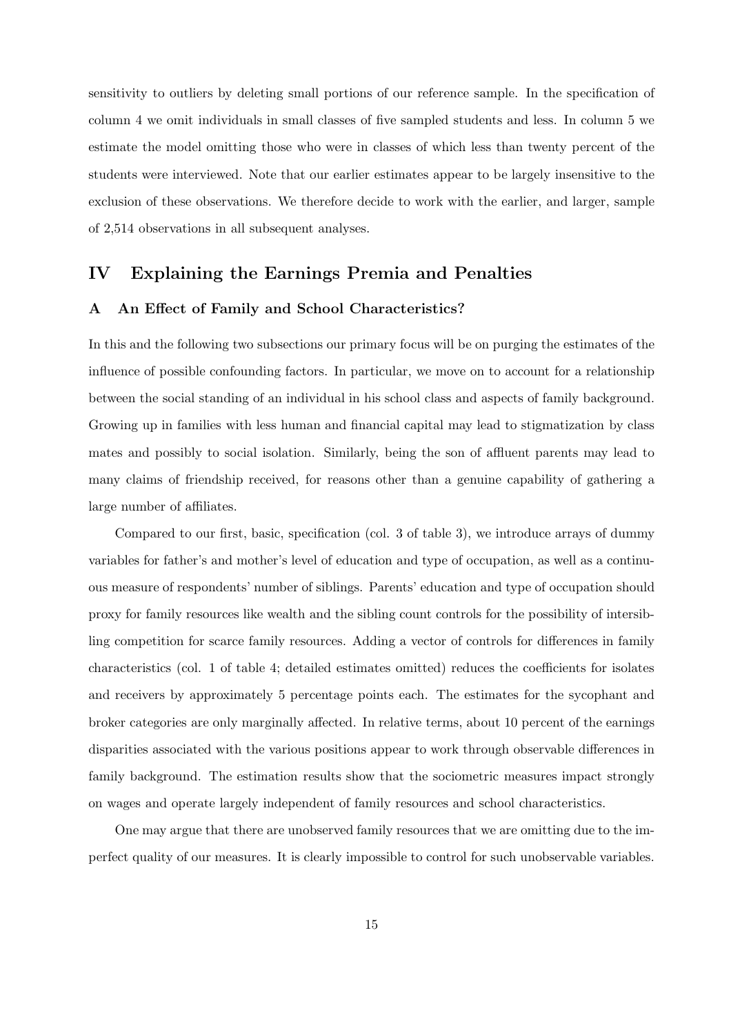sensitivity to outliers by deleting small portions of our reference sample. In the specification of column 4 we omit individuals in small classes of five sampled students and less. In column 5 we estimate the model omitting those who were in classes of which less than twenty percent of the students were interviewed. Note that our earlier estimates appear to be largely insensitive to the exclusion of these observations. We therefore decide to work with the earlier, and larger, sample of 2,514 observations in all subsequent analyses.

## IV Explaining the Earnings Premia and Penalties

### A An Effect of Family and School Characteristics?

In this and the following two subsections our primary focus will be on purging the estimates of the influence of possible confounding factors. In particular, we move on to account for a relationship between the social standing of an individual in his school class and aspects of family background. Growing up in families with less human and financial capital may lead to stigmatization by class mates and possibly to social isolation. Similarly, being the son of affluent parents may lead to many claims of friendship received, for reasons other than a genuine capability of gathering a large number of affiliates.

Compared to our first, basic, specification (col. 3 of table 3), we introduce arrays of dummy variables for father's and mother's level of education and type of occupation, as well as a continuous measure of respondents' number of siblings. Parents' education and type of occupation should proxy for family resources like wealth and the sibling count controls for the possibility of intersibling competition for scarce family resources. Adding a vector of controls for differences in family characteristics (col. 1 of table 4; detailed estimates omitted) reduces the coefficients for isolates and receivers by approximately 5 percentage points each. The estimates for the sycophant and broker categories are only marginally affected. In relative terms, about 10 percent of the earnings disparities associated with the various positions appear to work through observable differences in family background. The estimation results show that the sociometric measures impact strongly on wages and operate largely independent of family resources and school characteristics.

One may argue that there are unobserved family resources that we are omitting due to the imperfect quality of our measures. It is clearly impossible to control for such unobservable variables.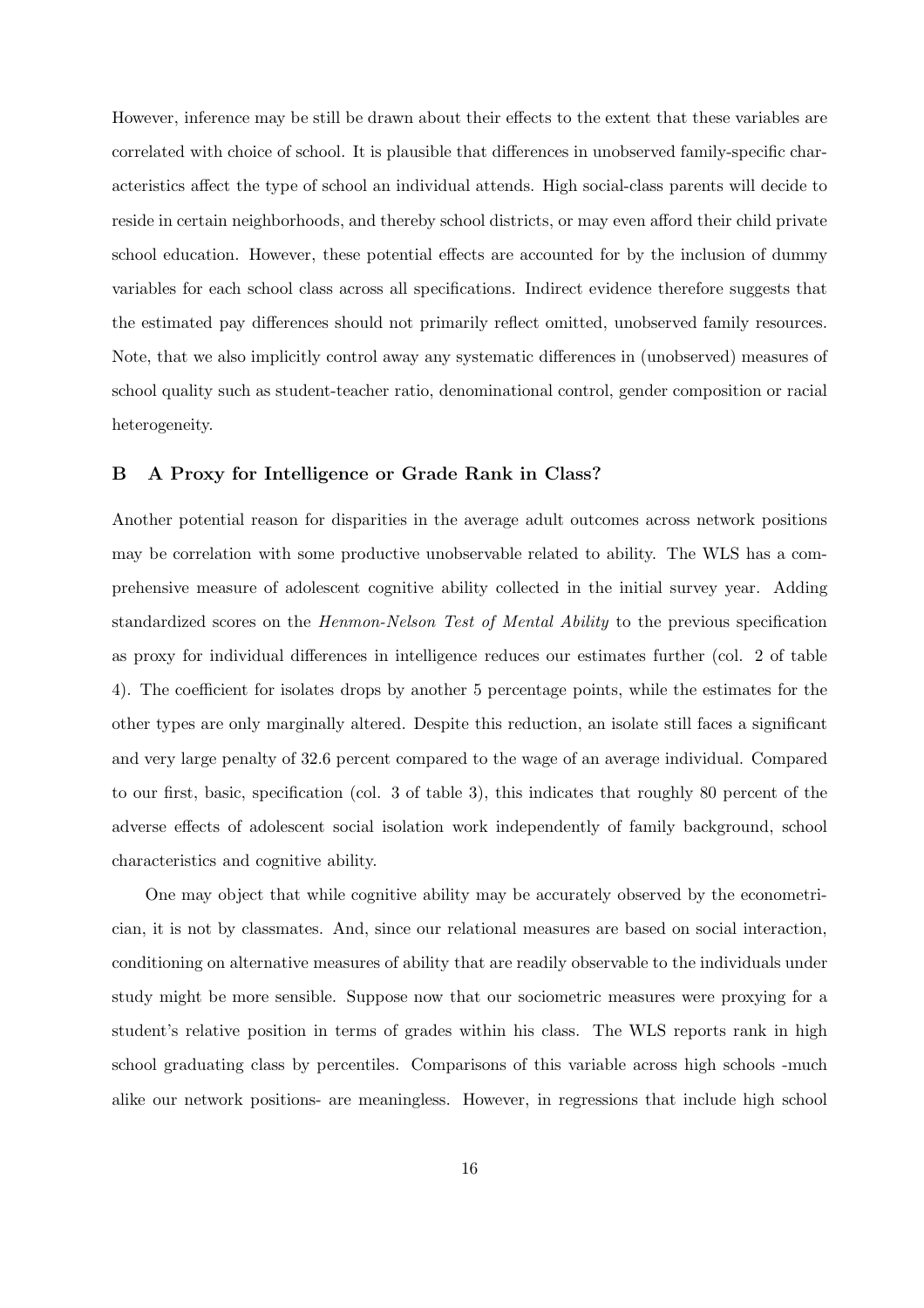However, inference may be still be drawn about their effects to the extent that these variables are correlated with choice of school. It is plausible that differences in unobserved family-specific characteristics affect the type of school an individual attends. High social-class parents will decide to reside in certain neighborhoods, and thereby school districts, or may even afford their child private school education. However, these potential effects are accounted for by the inclusion of dummy variables for each school class across all specifications. Indirect evidence therefore suggests that the estimated pay differences should not primarily reflect omitted, unobserved family resources. Note, that we also implicitly control away any systematic differences in (unobserved) measures of school quality such as student-teacher ratio, denominational control, gender composition or racial heterogeneity.

## B A Proxy for Intelligence or Grade Rank in Class?

Another potential reason for disparities in the average adult outcomes across network positions may be correlation with some productive unobservable related to ability. The WLS has a comprehensive measure of adolescent cognitive ability collected in the initial survey year. Adding standardized scores on the *Henmon-Nelson Test of Mental Ability* to the previous specification as proxy for individual differences in intelligence reduces our estimates further (col. 2 of table 4). The coefficient for isolates drops by another 5 percentage points, while the estimates for the other types are only marginally altered. Despite this reduction, an isolate still faces a significant and very large penalty of 32.6 percent compared to the wage of an average individual. Compared to our first, basic, specification (col. 3 of table 3), this indicates that roughly 80 percent of the adverse effects of adolescent social isolation work independently of family background, school characteristics and cognitive ability.

One may object that while cognitive ability may be accurately observed by the econometrician, it is not by classmates. And, since our relational measures are based on social interaction, conditioning on alternative measures of ability that are readily observable to the individuals under study might be more sensible. Suppose now that our sociometric measures were proxying for a student's relative position in terms of grades within his class. The WLS reports rank in high school graduating class by percentiles. Comparisons of this variable across high schools -much alike our network positions- are meaningless. However, in regressions that include high school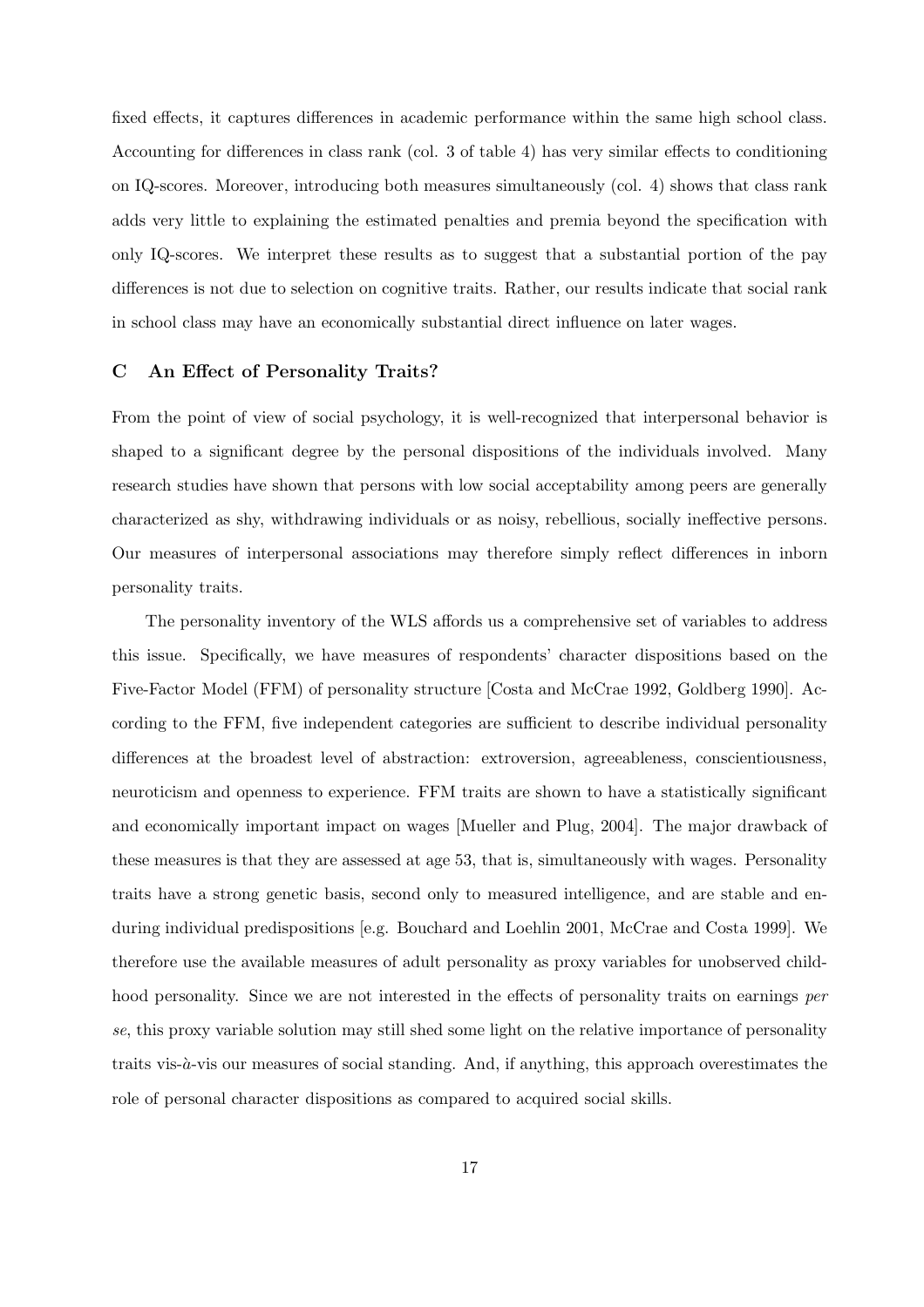fixed effects, it captures differences in academic performance within the same high school class. Accounting for differences in class rank (col. 3 of table 4) has very similar effects to conditioning on IQ-scores. Moreover, introducing both measures simultaneously (col. 4) shows that class rank adds very little to explaining the estimated penalties and premia beyond the specification with only IQ-scores. We interpret these results as to suggest that a substantial portion of the pay differences is not due to selection on cognitive traits. Rather, our results indicate that social rank in school class may have an economically substantial direct influence on later wages.

### C An Effect of Personality Traits?

From the point of view of social psychology, it is well-recognized that interpersonal behavior is shaped to a significant degree by the personal dispositions of the individuals involved. Many research studies have shown that persons with low social acceptability among peers are generally characterized as shy, withdrawing individuals or as noisy, rebellious, socially ineffective persons. Our measures of interpersonal associations may therefore simply reflect differences in inborn personality traits.

The personality inventory of the WLS affords us a comprehensive set of variables to address this issue. Specifically, we have measures of respondents' character dispositions based on the Five-Factor Model (FFM) of personality structure [Costa and McCrae 1992, Goldberg 1990]. According to the FFM, five independent categories are sufficient to describe individual personality differences at the broadest level of abstraction: extroversion, agreeableness, conscientiousness, neuroticism and openness to experience. FFM traits are shown to have a statistically significant and economically important impact on wages [Mueller and Plug, 2004]. The major drawback of these measures is that they are assessed at age 53, that is, simultaneously with wages. Personality traits have a strong genetic basis, second only to measured intelligence, and are stable and enduring individual predispositions [e.g. Bouchard and Loehlin 2001, McCrae and Costa 1999]. We therefore use the available measures of adult personality as proxy variables for unobserved childhood personality. Since we are not interested in the effects of personality traits on earnings *per se*, this proxy variable solution may still shed some light on the relative importance of personality traits vis-à-vis our measures of social standing. And, if anything, this approach overestimates the role of personal character dispositions as compared to acquired social skills.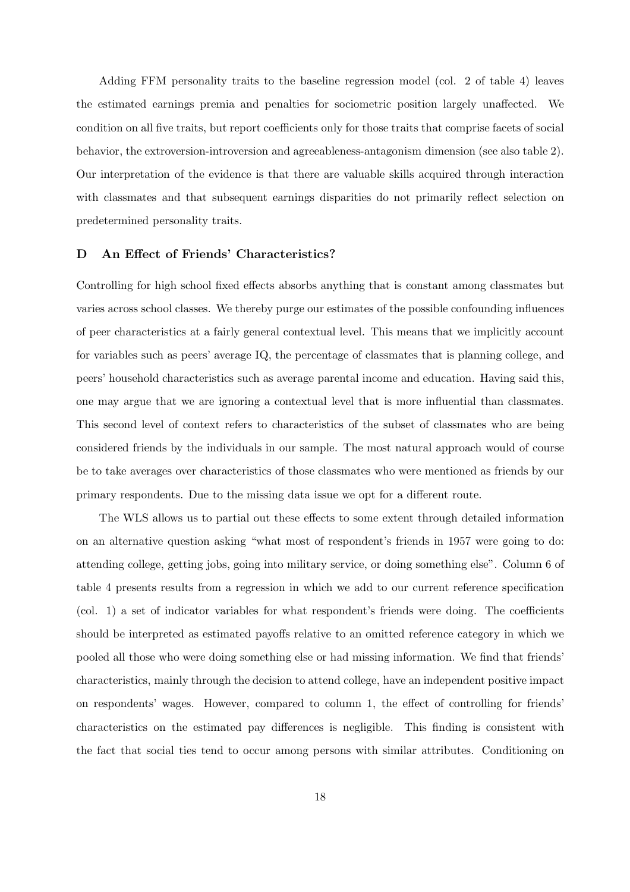Adding FFM personality traits to the baseline regression model (col. 2 of table 4) leaves the estimated earnings premia and penalties for sociometric position largely unaffected. We condition on all five traits, but report coefficients only for those traits that comprise facets of social behavior, the extroversion-introversion and agreeableness-antagonism dimension (see also table 2). Our interpretation of the evidence is that there are valuable skills acquired through interaction with classmates and that subsequent earnings disparities do not primarily reflect selection on predetermined personality traits.

### D An Effect of Friends' Characteristics?

Controlling for high school fixed effects absorbs anything that is constant among classmates but varies across school classes. We thereby purge our estimates of the possible confounding influences of peer characteristics at a fairly general contextual level. This means that we implicitly account for variables such as peers' average IQ, the percentage of classmates that is planning college, and peers' household characteristics such as average parental income and education. Having said this, one may argue that we are ignoring a contextual level that is more influential than classmates. This second level of context refers to characteristics of the subset of classmates who are being considered friends by the individuals in our sample. The most natural approach would of course be to take averages over characteristics of those classmates who were mentioned as friends by our primary respondents. Due to the missing data issue we opt for a different route.

The WLS allows us to partial out these effects to some extent through detailed information on an alternative question asking "what most of respondent's friends in 1957 were going to do: attending college, getting jobs, going into military service, or doing something else". Column 6 of table 4 presents results from a regression in which we add to our current reference specification (col. 1) a set of indicator variables for what respondent's friends were doing. The coefficients should be interpreted as estimated payoffs relative to an omitted reference category in which we pooled all those who were doing something else or had missing information. We find that friends' characteristics, mainly through the decision to attend college, have an independent positive impact on respondents' wages. However, compared to column 1, the effect of controlling for friends' characteristics on the estimated pay differences is negligible. This finding is consistent with the fact that social ties tend to occur among persons with similar attributes. Conditioning on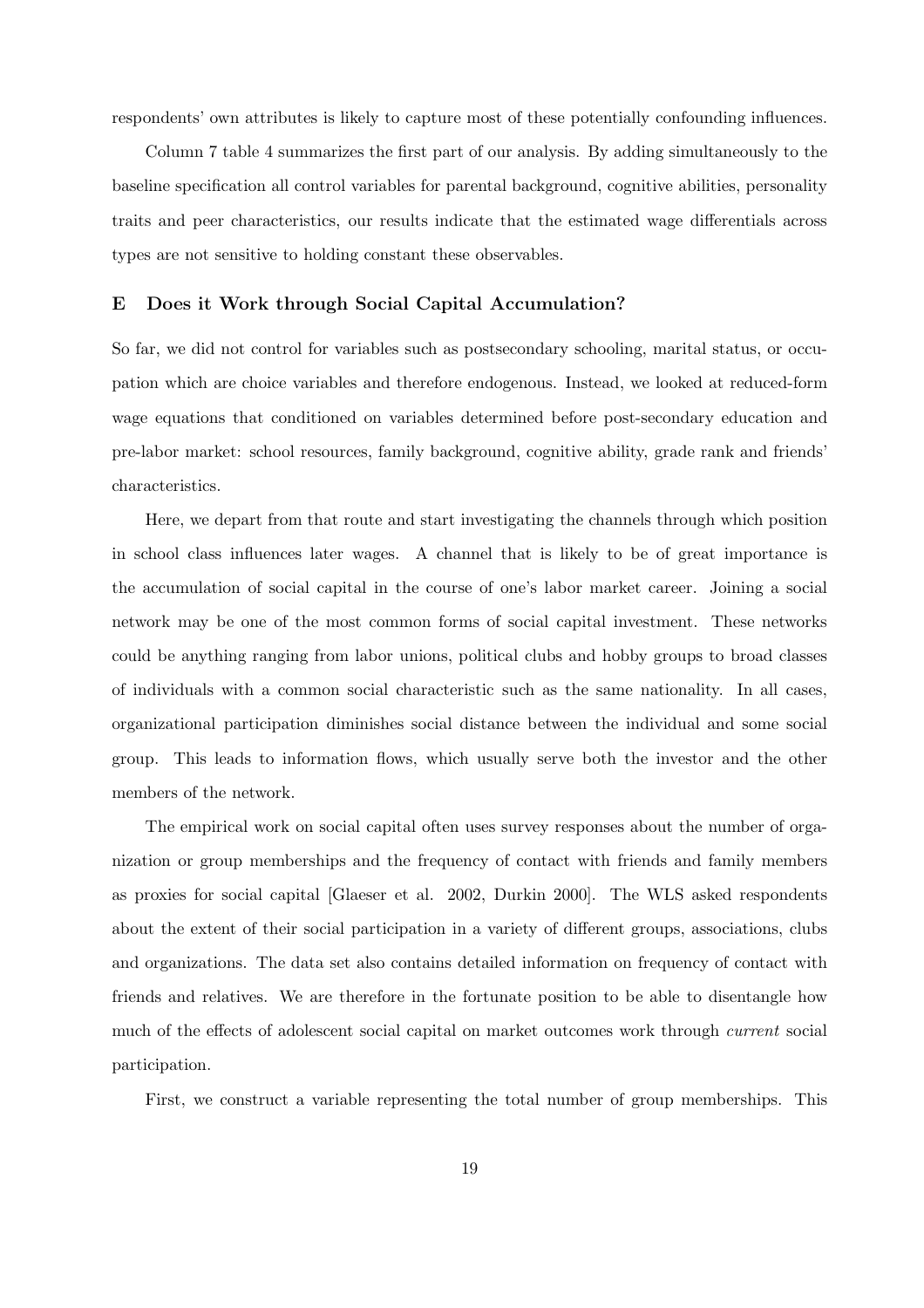respondents' own attributes is likely to capture most of these potentially confounding influences.

Column 7 table 4 summarizes the first part of our analysis. By adding simultaneously to the baseline specification all control variables for parental background, cognitive abilities, personality traits and peer characteristics, our results indicate that the estimated wage differentials across types are not sensitive to holding constant these observables.

## E Does it Work through Social Capital Accumulation?

So far, we did not control for variables such as postsecondary schooling, marital status, or occupation which are choice variables and therefore endogenous. Instead, we looked at reduced-form wage equations that conditioned on variables determined before post-secondary education and pre-labor market: school resources, family background, cognitive ability, grade rank and friends' characteristics.

Here, we depart from that route and start investigating the channels through which position in school class influences later wages. A channel that is likely to be of great importance is the accumulation of social capital in the course of one's labor market career. Joining a social network may be one of the most common forms of social capital investment. These networks could be anything ranging from labor unions, political clubs and hobby groups to broad classes of individuals with a common social characteristic such as the same nationality. In all cases, organizational participation diminishes social distance between the individual and some social group. This leads to information flows, which usually serve both the investor and the other members of the network.

The empirical work on social capital often uses survey responses about the number of organization or group memberships and the frequency of contact with friends and family members as proxies for social capital [Glaeser et al. 2002, Durkin 2000]. The WLS asked respondents about the extent of their social participation in a variety of different groups, associations, clubs and organizations. The data set also contains detailed information on frequency of contact with friends and relatives. We are therefore in the fortunate position to be able to disentangle how much of the effects of adolescent social capital on market outcomes work through *current* social participation.

First, we construct a variable representing the total number of group memberships. This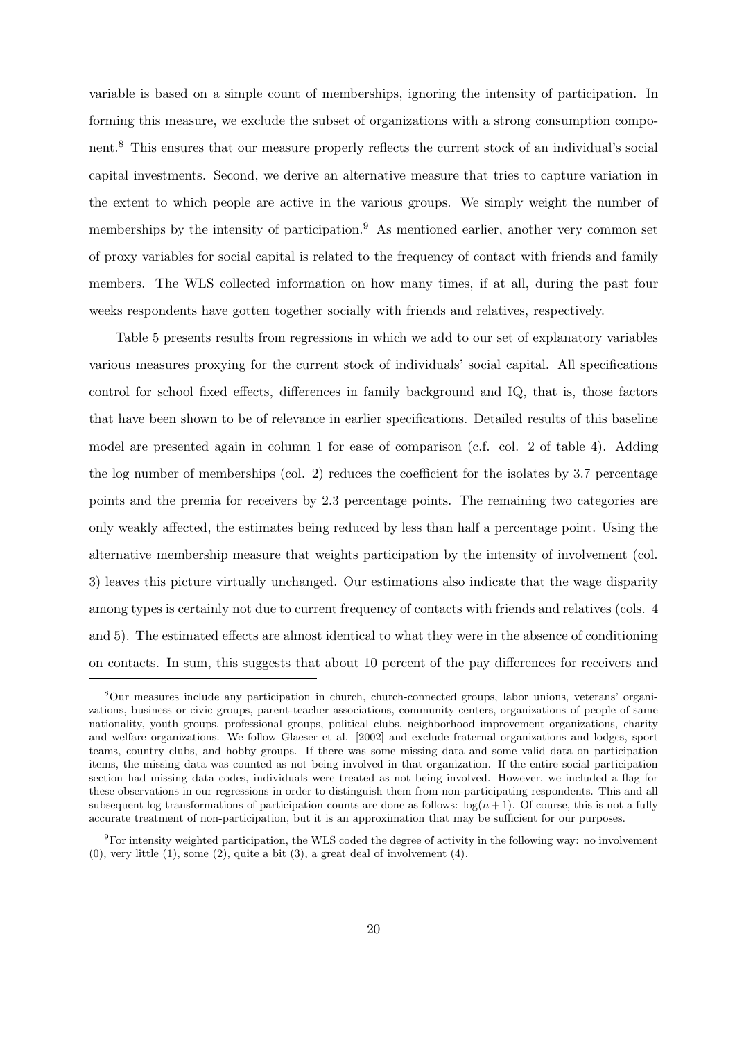variable is based on a simple count of memberships, ignoring the intensity of participation. In forming this measure, we exclude the subset of organizations with a strong consumption component.[8] This ensures that our measure properly reflects the current stock of an individual's social capital investments. Second, we derive an alternative measure that tries to capture variation in the extent to which people are active in the various groups. We simply weight the number of memberships by the intensity of participation.[9] As mentioned earlier, another very common set of proxy variables for social capital is related to the frequency of contact with friends and family members. The WLS collected information on how many times, if at all, during the past four weeks respondents have gotten together socially with friends and relatives, respectively.

Table 5 presents results from regressions in which we add to our set of explanatory variables various measures proxying for the current stock of individuals' social capital. All specifications control for school fixed effects, differences in family background and IQ, that is, those factors that have been shown to be of relevance in earlier specifications. Detailed results of this baseline model are presented again in column 1 for ease of comparison (c.f. col. 2 of table 4). Adding the log number of memberships (col. 2) reduces the coefficient for the isolates by 3.7 percentage points and the premia for receivers by 2.3 percentage points. The remaining two categories are only weakly affected, the estimates being reduced by less than half a percentage point. Using the alternative membership measure that weights participation by the intensity of involvement (col. 3) leaves this picture virtually unchanged. Our estimations also indicate that the wage disparity among types is certainly not due to current frequency of contacts with friends and relatives (cols. 4 and 5). The estimated effects are almost identical to what they were in the absence of conditioning on contacts. In sum, this suggests that about 10 percent of the pay differences for receivers and

---

[8] Our measures include any participation in church, church-connected groups, labor unions, veterans' organizations, business or civic groups, parent-teacher associations, community centers, organizations of people of same nationality, youth groups, professional groups, political clubs, neighborhood improvement organizations, charity and welfare organizations. We follow Glaeser et al. [2002] and exclude fraternal organizations and lodges, sport teams, country clubs, and hobby groups. If there was some missing data and some valid data on participation items, the missing data was counted as not being involved in that organization. If the entire social participation section had missing data codes, individuals were treated as not being involved. However, we included a flag for these observations in our regressions in order to distinguish them from non-participating respondents. This and all subsequent log transformations of participation counts are done as follows: $\log(n + 1)$. Of course, this is not a fully accurate treatment of non-participation, but it is an approximation that may be sufficient for our purposes.

[9] For intensity weighted participation, the WLS coded the degree of activity in the following way: no involvement (0), very little (1), some (2), quite a bit (3), a great deal of involvement (4).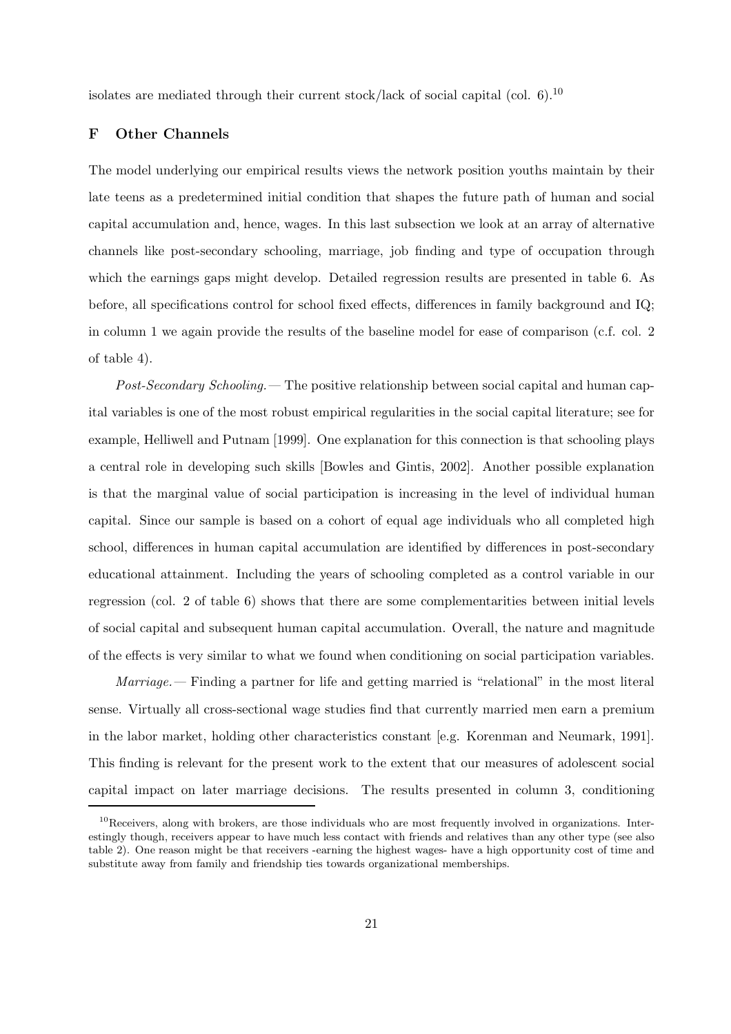isolates are mediated through their current stock/lack of social capital (col. 6).[10]

## F Other Channels

The model underlying our empirical results views the network position youths maintain by their late teens as a predetermined initial condition that shapes the future path of human and social capital accumulation and, hence, wages. In this last subsection we look at an array of alternative channels like post-secondary schooling, marriage, job finding and type of occupation through which the earnings gaps might develop. Detailed regression results are presented in table 6. As before, all specifications control for school fixed effects, differences in family background and IQ; in column 1 we again provide the results of the baseline model for ease of comparison (c.f. col. 2 of table 4).

*Post-Secondary Schooling.*— The positive relationship between social capital and human capital variables is one of the most robust empirical regularities in the social capital literature; see for example, Helliwell and Putnam [1999]. One explanation for this connection is that schooling plays a central role in developing such skills [Bowles and Gintis, 2002]. Another possible explanation is that the marginal value of social participation is increasing in the level of individual human capital. Since our sample is based on a cohort of equal age individuals who all completed high school, differences in human capital accumulation are identified by differences in post-secondary educational attainment. Including the years of schooling completed as a control variable in our regression (col. 2 of table 6) shows that there are some complementarities between initial levels of social capital and subsequent human capital accumulation. Overall, the nature and magnitude of the effects is very similar to what we found when conditioning on social participation variables.

*Marriage.*— Finding a partner for life and getting married is "relational" in the most literal sense. Virtually all cross-sectional wage studies find that currently married men earn a premium in the labor market, holding other characteristics constant [e.g. Korenman and Neumark, 1991]. This finding is relevant for the present work to the extent that our measures of adolescent social capital impact on later marriage decisions. The results presented in column 3, conditioning

[10] Receivers, along with brokers, are those individuals who are most frequently involved in organizations. Interestingly though, receivers appear to have much less contact with friends and relatives than any other type (see also table 2). One reason might be that receivers -earning the highest wages- have a high opportunity cost of time and substitute away from family and friendship ties towards organizational memberships.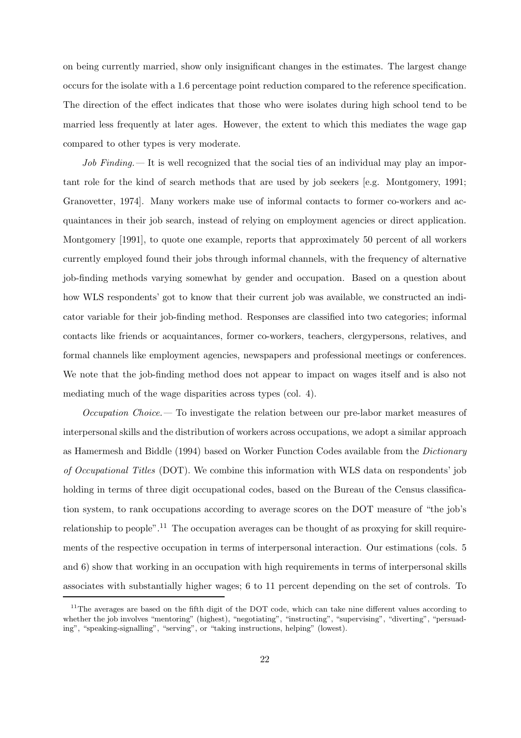on being currently married, show only insignificant changes in the estimates. The largest change occurs for the isolate with a 1.6 percentage point reduction compared to the reference specification. The direction of the effect indicates that those who were isolates during high school tend to be married less frequently at later ages. However, the extent to which this mediates the wage gap compared to other types is very moderate.

*Job Finding.—* It is well recognized that the social ties of an individual may play an important role for the kind of search methods that are used by job seekers [e.g. Montgomery, 1991; Granovetter, 1974]. Many workers make use of informal contacts to former co-workers and acquaintances in their job search, instead of relying on employment agencies or direct application. Montgomery [1991], to quote one example, reports that approximately 50 percent of all workers currently employed found their jobs through informal channels, with the frequency of alternative job-finding methods varying somewhat by gender and occupation. Based on a question about how WLS respondents' got to know that their current job was available, we constructed an indicator variable for their job-finding method. Responses are classified into two categories; informal contacts like friends or acquaintances, former co-workers, teachers, clergypersons, relatives, and formal channels like employment agencies, newspapers and professional meetings or conferences. We note that the job-finding method does not appear to impact on wages itself and is also not mediating much of the wage disparities across types (col. 4).

*Occupation Choice.—* To investigate the relation between our pre-labor market measures of interpersonal skills and the distribution of workers across occupations, we adopt a similar approach as Hamermesh and Biddle (1994) based on Worker Function Codes available from the *Dictionary of Occupational Titles* (DOT). We combine this information with WLS data on respondents' job holding in terms of three digit occupational codes, based on the Bureau of the Census classification system, to rank occupations according to average scores on the DOT measure of "the job's relationship to people".[11] The occupation averages can be thought of as proxying for skill requirements of the respective occupation in terms of interpersonal interaction. Our estimations (cols. 5 and 6) show that working in an occupation with high requirements in terms of interpersonal skills associates with substantially higher wages; 6 to 11 percent depending on the set of controls. To

[11]The averages are based on the fifth digit of the DOT code, which can take nine different values according to whether the job involves "mentoring" (highest), "negotiating", "instructing", "supervising", "diverting", "persuading", "speaking-signalling", "serving", or "taking instructions, helping" (lowest).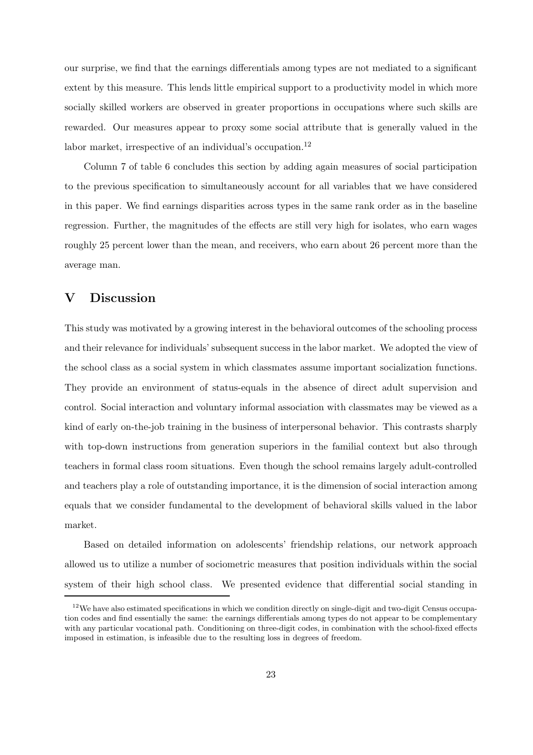our surprise, we find that the earnings differentials among types are not mediated to a significant extent by this measure. This lends little empirical support to a productivity model in which more socially skilled workers are observed in greater proportions in occupations where such skills are rewarded. Our measures appear to proxy some social attribute that is generally valued in the labor market, irrespective of an individual's occupation.[12]

Column 7 of table 6 concludes this section by adding again measures of social participation to the previous specification to simultaneously account for all variables that we have considered in this paper. We find earnings disparities across types in the same rank order as in the baseline regression. Further, the magnitudes of the effects are still very high for isolates, who earn wages roughly 25 percent lower than the mean, and receivers, who earn about 26 percent more than the average man.

# V Discussion

This study was motivated by a growing interest in the behavioral outcomes of the schooling process and their relevance for individuals' subsequent success in the labor market. We adopted the view of the school class as a social system in which classmates assume important socialization functions. They provide an environment of status-equals in the absence of direct adult supervision and control. Social interaction and voluntary informal association with classmates may be viewed as a kind of early on-the-job training in the business of interpersonal behavior. This contrasts sharply with top-down instructions from generation superiors in the familial context but also through teachers in formal class room situations. Even though the school remains largely adult-controlled and teachers play a role of outstanding importance, it is the dimension of social interaction among equals that we consider fundamental to the development of behavioral skills valued in the labor market.

Based on detailed information on adolescents' friendship relations, our network approach allowed us to utilize a number of sociometric measures that position individuals within the social system of their high school class. We presented evidence that differential social standing in

[12] We have also estimated specifications in which we condition directly on single-digit and two-digit Census occupation codes and find essentially the same: the earnings differentials among types do not appear to be complementary with any particular vocational path. Conditioning on three-digit codes, in combination with the school-fixed effects imposed in estimation, is infeasible due to the resulting loss in degrees of freedom.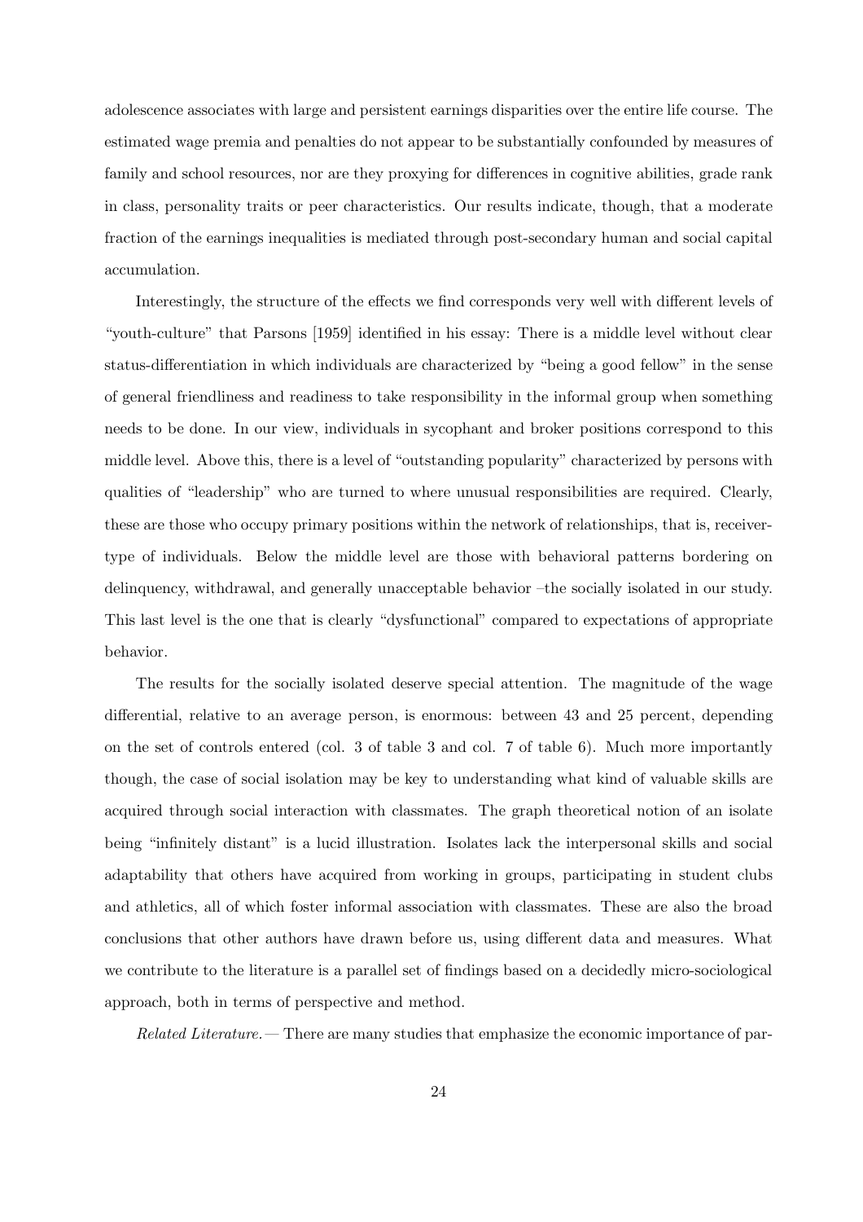adolescence associates with large and persistent earnings disparities over the entire life course. The estimated wage premia and penalties do not appear to be substantially confounded by measures of family and school resources, nor are they proxying for differences in cognitive abilities, grade rank in class, personality traits or peer characteristics. Our results indicate, though, that a moderate fraction of the earnings inequalities is mediated through post-secondary human and social capital accumulation.

Interestingly, the structure of the effects we find corresponds very well with different levels of "youth-culture" that Parsons [1959] identified in his essay: There is a middle level without clear status-differentiation in which individuals are characterized by "being a good fellow" in the sense of general friendliness and readiness to take responsibility in the informal group when something needs to be done. In our view, individuals in sycophant and broker positions correspond to this middle level. Above this, there is a level of "outstanding popularity" characterized by persons with qualities of "leadership" who are turned to where unusual responsibilities are required. Clearly, these are those who occupy primary positions within the network of relationships, that is, receiver-type of individuals. Below the middle level are those with behavioral patterns bordering on delinquency, withdrawal, and generally unacceptable behavior –the socially isolated in our study. This last level is the one that is clearly "dysfunctional" compared to expectations of appropriate behavior.

The results for the socially isolated deserve special attention. The magnitude of the wage differential, relative to an average person, is enormous: between 43 and 25 percent, depending on the set of controls entered (col. 3 of table 3 and col. 7 of table 6). Much more importantly though, the case of social isolation may be key to understanding what kind of valuable skills are acquired through social interaction with classmates. The graph theoretical notion of an isolate being "infinitely distant" is a lucid illustration. Isolates lack the interpersonal skills and social adaptability that others have acquired from working in groups, participating in student clubs and athletics, all of which foster informal association with classmates. These are also the broad conclusions that other authors have drawn before us, using different data and measures. What we contribute to the literature is a parallel set of findings based on a decidedly micro-sociological approach, both in terms of perspective and method.

*Related Literature.—* There are many studies that emphasize the economic importance of par-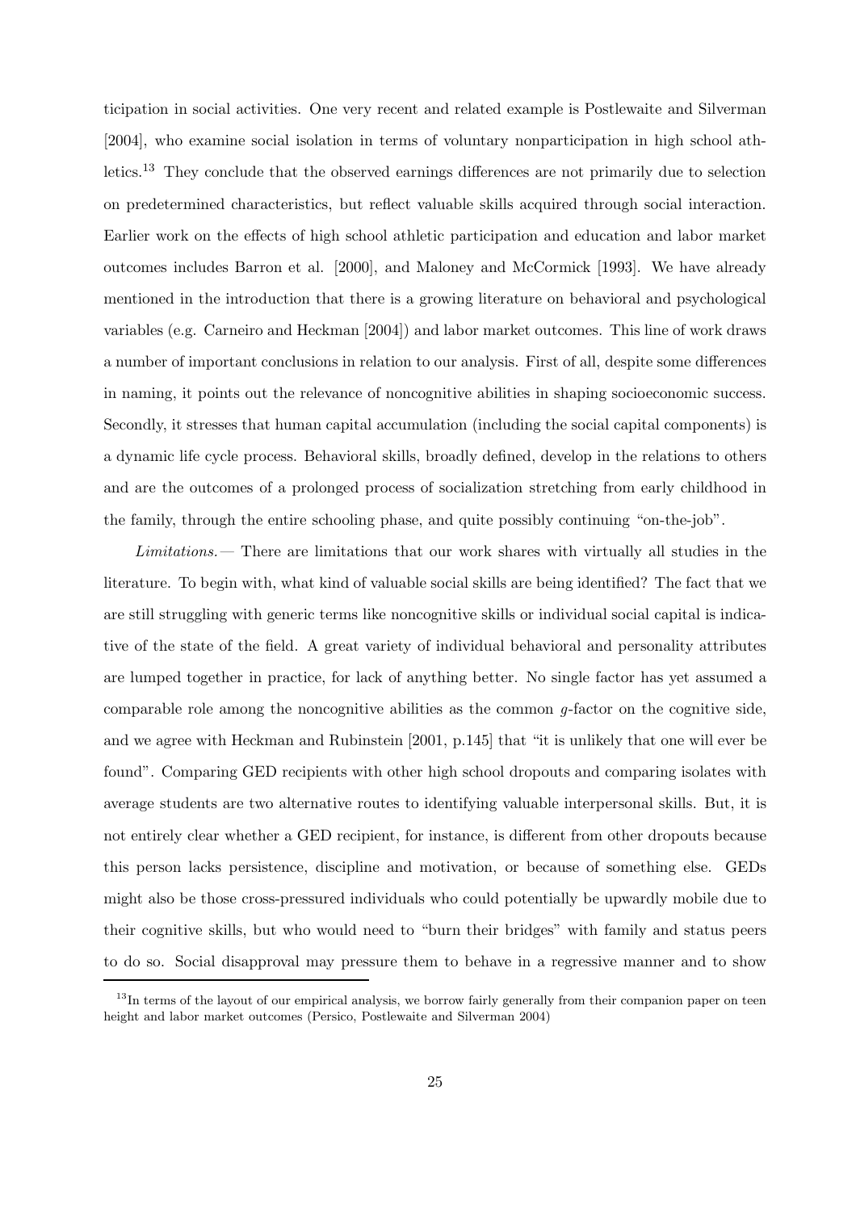ticipation in social activities. One very recent and related example is Postlewaite and Silverman [2004], who examine social isolation in terms of voluntary nonparticipation in high school athletics.[13] They conclude that the observed earnings differences are not primarily due to selection on predetermined characteristics, but reflect valuable skills acquired through social interaction. Earlier work on the effects of high school athletic participation and education and labor market outcomes includes Barron et al. [2000], and Maloney and McCormick [1993]. We have already mentioned in the introduction that there is a growing literature on behavioral and psychological variables (e.g. Carneiro and Heckman [2004]) and labor market outcomes. This line of work draws a number of important conclusions in relation to our analysis. First of all, despite some differences in naming, it points out the relevance of noncognitive abilities in shaping socioeconomic success. Secondly, it stresses that human capital accumulation (including the social capital components) is a dynamic life cycle process. Behavioral skills, broadly defined, develop in the relations to others and are the outcomes of a prolonged process of socialization stretching from early childhood in the family, through the entire schooling phase, and quite possibly continuing "on-the-job".

*Limitations.—* There are limitations that our work shares with virtually all studies in the literature. To begin with, what kind of valuable social skills are being identified? The fact that we are still struggling with generic terms like noncognitive skills or individual social capital is indicative of the state of the field. A great variety of individual behavioral and personality attributes are lumped together in practice, for lack of anything better. No single factor has yet assumed a comparable role among the noncognitive abilities as the common $g$-factor on the cognitive side, and we agree with Heckman and Rubinstein [2001, p.145] that "it is unlikely that one will ever be found". Comparing GED recipients with other high school dropouts and comparing isolates with average students are two alternative routes to identifying valuable interpersonal skills. But, it is not entirely clear whether a GED recipient, for instance, is different from other dropouts because this person lacks persistence, discipline and motivation, or because of something else. GEDs might also be those cross-pressured individuals who could potentially be upwardly mobile due to their cognitive skills, but who would need to "burn their bridges" with family and status peers to do so. Social disapproval may pressure them to behave in a regressive manner and to show

[13] In terms of the layout of our empirical analysis, we borrow fairly generally from their companion paper on teen height and labor market outcomes (Persico, Postlewaite and Silverman 2004)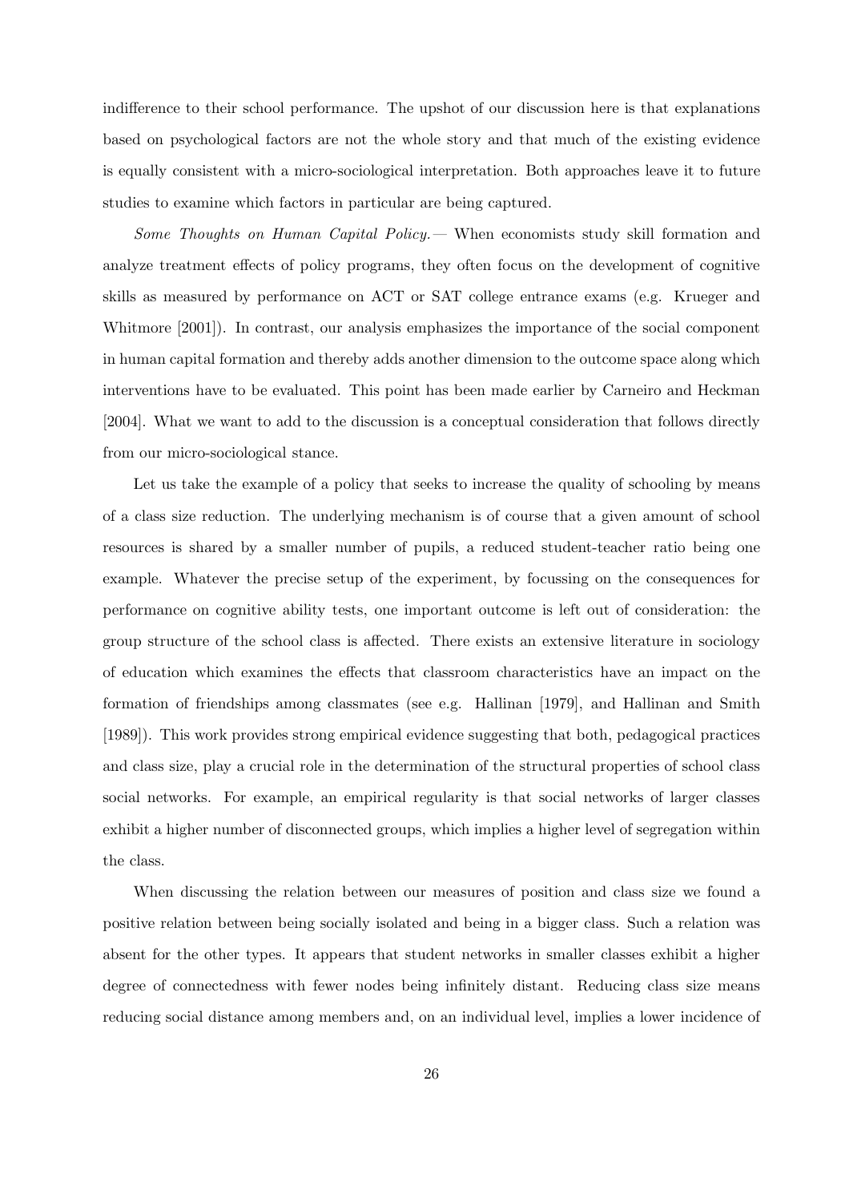indifference to their school performance. The upshot of our discussion here is that explanations based on psychological factors are not the whole story and that much of the existing evidence is equally consistent with a micro-sociological interpretation. Both approaches leave it to future studies to examine which factors in particular are being captured.

*Some Thoughts on Human Capital Policy.—* When economists study skill formation and analyze treatment effects of policy programs, they often focus on the development of cognitive skills as measured by performance on ACT or SAT college entrance exams (e.g. Krueger and Whitmore [2001]). In contrast, our analysis emphasizes the importance of the social component in human capital formation and thereby adds another dimension to the outcome space along which interventions have to be evaluated. This point has been made earlier by Carneiro and Heckman [2004]. What we want to add to the discussion is a conceptual consideration that follows directly from our micro-sociological stance.

Let us take the example of a policy that seeks to increase the quality of schooling by means of a class size reduction. The underlying mechanism is of course that a given amount of school resources is shared by a smaller number of pupils, a reduced student-teacher ratio being one example. Whatever the precise setup of the experiment, by focussing on the consequences for performance on cognitive ability tests, one important outcome is left out of consideration: the group structure of the school class is affected. There exists an extensive literature in sociology of education which examines the effects that classroom characteristics have an impact on the formation of friendships among classmates (see e.g. Hallinan [1979], and Hallinan and Smith [1989]). This work provides strong empirical evidence suggesting that both, pedagogical practices and class size, play a crucial role in the determination of the structural properties of school class social networks. For example, an empirical regularity is that social networks of larger classes exhibit a higher number of disconnected groups, which implies a higher level of segregation within the class.

When discussing the relation between our measures of position and class size we found a positive relation between being socially isolated and being in a bigger class. Such a relation was absent for the other types. It appears that student networks in smaller classes exhibit a higher degree of connectedness with fewer nodes being infinitely distant. Reducing class size means reducing social distance among members and, on an individual level, implies a lower incidence of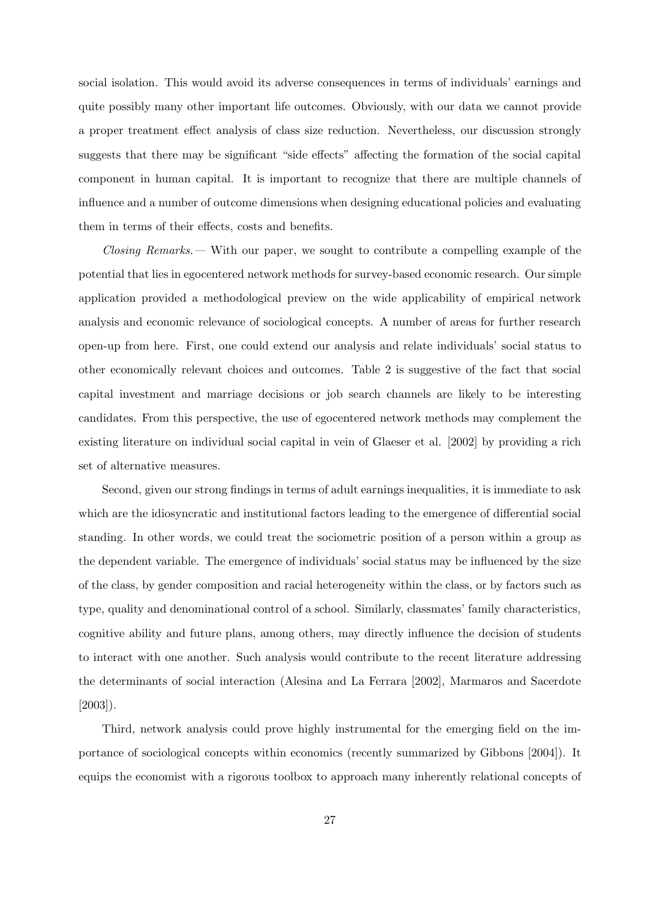social isolation. This would avoid its adverse consequences in terms of individuals' earnings and quite possibly many other important life outcomes. Obviously, with our data we cannot provide a proper treatment effect analysis of class size reduction. Nevertheless, our discussion strongly suggests that there may be significant "side effects" affecting the formation of the social capital component in human capital. It is important to recognize that there are multiple channels of influence and a number of outcome dimensions when designing educational policies and evaluating them in terms of their effects, costs and benefits.

*Closing Remarks.*— With our paper, we sought to contribute a compelling example of the potential that lies in egocentered network methods for survey-based economic research. Our simple application provided a methodological preview on the wide applicability of empirical network analysis and economic relevance of sociological concepts. A number of areas for further research open-up from here. First, one could extend our analysis and relate individuals' social status to other economically relevant choices and outcomes. Table 2 is suggestive of the fact that social capital investment and marriage decisions or job search channels are likely to be interesting candidates. From this perspective, the use of egocentered network methods may complement the existing literature on individual social capital in vein of Glaeser et al. [2002] by providing a rich set of alternative measures.

Second, given our strong findings in terms of adult earnings inequalities, it is immediate to ask which are the idiosyncratic and institutional factors leading to the emergence of differential social standing. In other words, we could treat the sociometric position of a person within a group as the dependent variable. The emergence of individuals' social status may be influenced by the size of the class, by gender composition and racial heterogeneity within the class, or by factors such as type, quality and denominational control of a school. Similarly, classmates' family characteristics, cognitive ability and future plans, among others, may directly influence the decision of students to interact with one another. Such analysis would contribute to the recent literature addressing the determinants of social interaction (Alesina and La Ferrara [2002], Marmaros and Sacerdote [2003]).

Third, network analysis could prove highly instrumental for the emerging field on the importance of sociological concepts within economics (recently summarized by Gibbons [2004]). It equips the economist with a rigorous toolbox to approach many inherently relational concepts of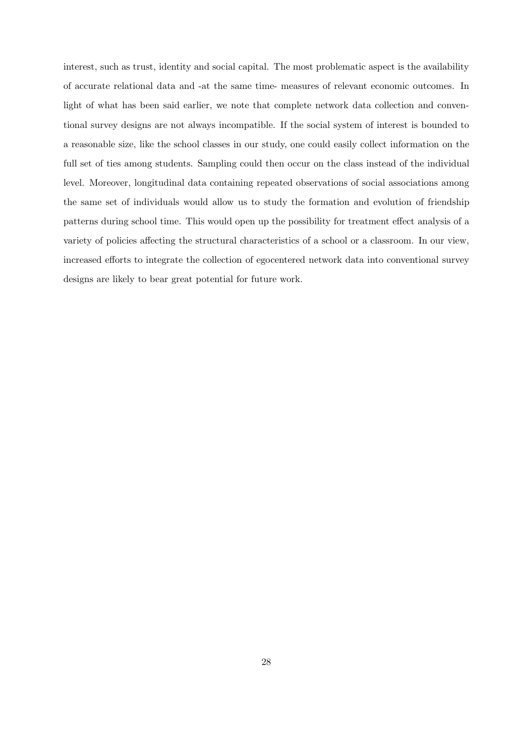interest, such as trust, identity and social capital. The most problematic aspect is the availability of accurate relational data and -at the same time- measures of relevant economic outcomes. In light of what has been said earlier, we note that complete network data collection and conventional survey designs are not always incompatible. If the social system of interest is bounded to a reasonable size, like the school classes in our study, one could easily collect information on the full set of ties among students. Sampling could then occur on the class instead of the individual level. Moreover, longitudinal data containing repeated observations of social associations among the same set of individuals would allow us to study the formation and evolution of friendship patterns during school time. This would open up the possibility for treatment effect analysis of a variety of policies affecting the structural characteristics of a school or a classroom. In our view, increased efforts to integrate the collection of egocentered network data into conventional survey designs are likely to bear great potential for future work.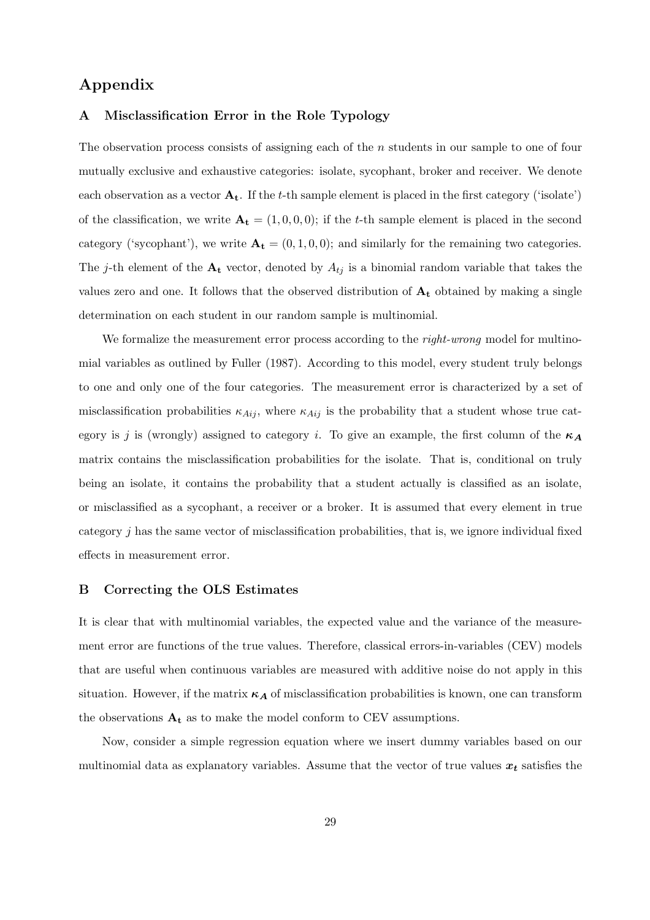# Appendix

## A Misclassification Error in the Role Typology

The observation process consists of assigning each of the $n$ students in our sample to one of four mutually exclusive and exhaustive categories: isolate, sycophant, broker and receiver. We denote each observation as a vector $\mathbf{A_t}$. If the $t$-th sample element is placed in the first category ('isolate') of the classification, we write $\mathbf{A_t} = (1, 0, 0, 0)$; if the $t$-th sample element is placed in the second category ('sycophant'), we write $\mathbf{A_t} = (0, 1, 0, 0)$; and similarly for the remaining two categories. The $j$-th element of the $\mathbf{A_t}$ vector, denoted by $A_{tj}$ is a binomial random variable that takes the values zero and one. It follows that the observed distribution of $\mathbf{A_t}$ obtained by making a single determination on each student in our random sample is multinomial.

We formalize the measurement error process according to the *right-wrong* model for multinomial variables as outlined by Fuller (1987). According to this model, every student truly belongs to one and only one of the four categories. The measurement error is characterized by a set of misclassification probabilities $\kappa_{Aij}$, where $\kappa_{Aij}$ is the probability that a student whose true category is $j$ is (wrongly) assigned to category $i$. To give an example, the first column of the $\boldsymbol{\kappa_A}$ matrix contains the misclassification probabilities for the isolate. That is, conditional on truly being an isolate, it contains the probability that a student actually is classified as an isolate, or misclassified as a sycophant, a receiver or a broker. It is assumed that every element in true category $j$ has the same vector of misclassification probabilities, that is, we ignore individual fixed effects in measurement error.

## B Correcting the OLS Estimates

It is clear that with multinomial variables, the expected value and the variance of the measurement error are functions of the true values. Therefore, classical errors-in-variables (CEV) models that are useful when continuous variables are measured with additive noise do not apply in this situation. However, if the matrix $\boldsymbol{\kappa_A}$ of misclassification probabilities is known, one can transform the observations $\mathbf{A_t}$ as to make the model conform to CEV assumptions.

Now, consider a simple regression equation where we insert dummy variables based on our multinomial data as explanatory variables. Assume that the vector of true values $\boldsymbol{x_t}$ satisfies the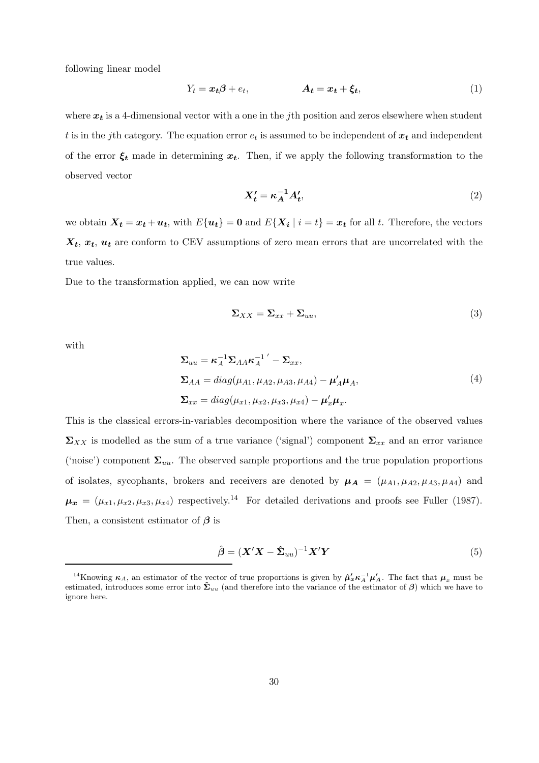following linear model

$$Y_t = \boldsymbol{x_t}\boldsymbol{\beta} + e_t, \qquad\qquad \boldsymbol{A_t} = \boldsymbol{x_t} + \boldsymbol{\xi_t}, \tag{1}$$

where $\boldsymbol{x_t}$ is a 4-dimensional vector with a one in the $j$th position and zeros elsewhere when student $t$ is in the $j$th category. The equation error $e_t$ is assumed to be independent of $\boldsymbol{x_t}$ and independent of the error $\boldsymbol{\xi_t}$ made in determining $\boldsymbol{x_t}$. Then, if we apply the following transformation to the observed vector

$$\boldsymbol{X_t'} = \boldsymbol{\kappa_A^{-1}}\boldsymbol{A_t'}, \tag{2}$$

we obtain $\boldsymbol{X_t} = \boldsymbol{x_t} + \boldsymbol{u_t}$, with $E\{\boldsymbol{u_t}\} = \boldsymbol{0}$ and $E\{\boldsymbol{X_i} \mid i = t\} = \boldsymbol{x_t}$ for all $t$. Therefore, the vectors $\boldsymbol{X_t}$, $\boldsymbol{x_t}$, $\boldsymbol{u_t}$ are conform to CEV assumptions of zero mean errors that are uncorrelated with the true values.

Due to the transformation applied, we can now write

$$\boldsymbol{\Sigma}_{XX} = \boldsymbol{\Sigma}_{xx} + \boldsymbol{\Sigma}_{uu}, \tag{3}$$

with

$$\begin{aligned}
\boldsymbol{\Sigma}_{uu} &= \boldsymbol{\kappa}_A^{-1}\boldsymbol{\Sigma}_{AA}\boldsymbol{\kappa}_A^{-1\,\prime} - \boldsymbol{\Sigma}_{xx}, \\
\boldsymbol{\Sigma}_{AA} &= diag(\mu_{A1}, \mu_{A2}, \mu_{A3}, \mu_{A4}) - \boldsymbol{\mu}_A'\boldsymbol{\mu}_A, \\
\boldsymbol{\Sigma}_{xx} &= diag(\mu_{x1}, \mu_{x2}, \mu_{x3}, \mu_{x4}) - \boldsymbol{\mu}_x'\boldsymbol{\mu}_x.
\end{aligned} \tag{4}$$

This is the classical errors-in-variables decomposition where the variance of the observed values $\boldsymbol{\Sigma}_{XX}$ is modelled as the sum of a true variance ('signal') component $\boldsymbol{\Sigma}_{xx}$ and an error variance ('noise') component $\boldsymbol{\Sigma}_{uu}$. The observed sample proportions and the true population proportions of isolates, sycophants, brokers and receivers are denoted by $\boldsymbol{\mu_A} = (\mu_{A1}, \mu_{A2}, \mu_{A3}, \mu_{A4})$ and $\boldsymbol{\mu_x} = (\mu_{x1}, \mu_{x2}, \mu_{x3}, \mu_{x4})$ respectively.[14] For detailed derivations and proofs see Fuller (1987). Then, a consistent estimator of $\boldsymbol{\beta}$ is

$$\hat{\boldsymbol{\beta}} = (\boldsymbol{X'X} - \hat{\boldsymbol{\Sigma}}_{uu})^{-1}\boldsymbol{X'Y} \tag{5}$$

[14] Knowing $\boldsymbol{\kappa}_A$, an estimator of the vector of true proportions is given by $\hat{\boldsymbol{\mu}}_x'\boldsymbol{\kappa}_A^{-1}\boldsymbol{\mu}_A'$. The fact that $\boldsymbol{\mu}_x$ must be estimated, introduces some error into $\hat{\boldsymbol{\Sigma}}_{uu}$ (and therefore into the variance of the estimator of $\boldsymbol{\beta}$) which we have to ignore here.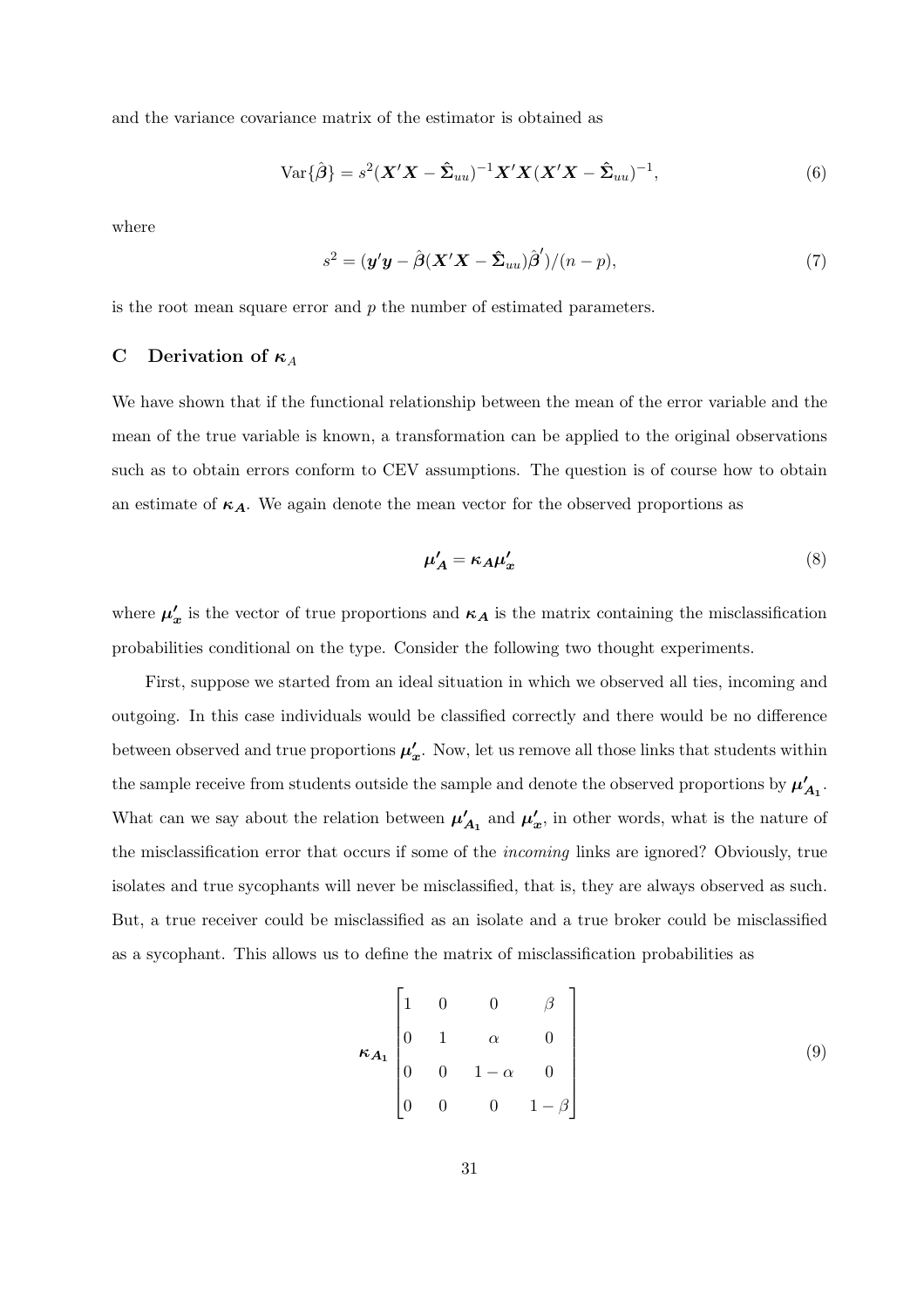and the variance covariance matrix of the estimator is obtained as

$$\text{Var}\{\hat{\boldsymbol{\beta}}\} = s^2(\boldsymbol{X}'\boldsymbol{X} - \hat{\boldsymbol{\Sigma}}_{uu})^{-1}\boldsymbol{X}'\boldsymbol{X}(\boldsymbol{X}'\boldsymbol{X} - \hat{\boldsymbol{\Sigma}}_{uu})^{-1}, \tag{6}$$

where

$$s^2 = (\boldsymbol{y}'\boldsymbol{y} - \hat{\boldsymbol{\beta}}(\boldsymbol{X}'\boldsymbol{X} - \hat{\boldsymbol{\Sigma}}_{uu})\hat{\boldsymbol{\beta}}')/(n-p), \tag{7}$$

is the root mean square error and $p$ the number of estimated parameters.

## C Derivation of $\boldsymbol{\kappa}_A$

We have shown that if the functional relationship between the mean of the error variable and the mean of the true variable is known, a transformation can be applied to the original observations such as to obtain errors conform to CEV assumptions. The question is of course how to obtain an estimate of $\boldsymbol{\kappa_A}$. We again denote the mean vector for the observed proportions as

$$\boldsymbol{\mu_A'} = \boldsymbol{\kappa_A}\boldsymbol{\mu_x'} \tag{8}$$

where $\boldsymbol{\mu_x'}$ is the vector of true proportions and $\boldsymbol{\kappa_A}$ is the matrix containing the misclassification probabilities conditional on the type. Consider the following two thought experiments.

First, suppose we started from an ideal situation in which we observed all ties, incoming and outgoing. In this case individuals would be classified correctly and there would be no difference between observed and true proportions $\boldsymbol{\mu_x'}$. Now, let us remove all those links that students within the sample receive from students outside the sample and denote the observed proportions by $\boldsymbol{\mu_{A_1}'}$. What can we say about the relation between $\boldsymbol{\mu_{A_1}'}$ and $\boldsymbol{\mu_x'}$, in other words, what is the nature of the misclassification error that occurs if some of the *incoming* links are ignored? Obviously, true isolates and true sycophants will never be misclassified, that is, they are always observed as such. But, a true receiver could be misclassified as an isolate and a true broker could be misclassified as a sycophant. This allows us to define the matrix of misclassification probabilities as

$$\boldsymbol{\kappa_{A_1}} \begin{bmatrix} 1 & 0 & 0 & \beta \\ 0 & 1 & \alpha & 0 \\ 0 & 0 & 1-\alpha & 0 \\ 0 & 0 & 0 & 1-\beta \end{bmatrix} \tag{9}$$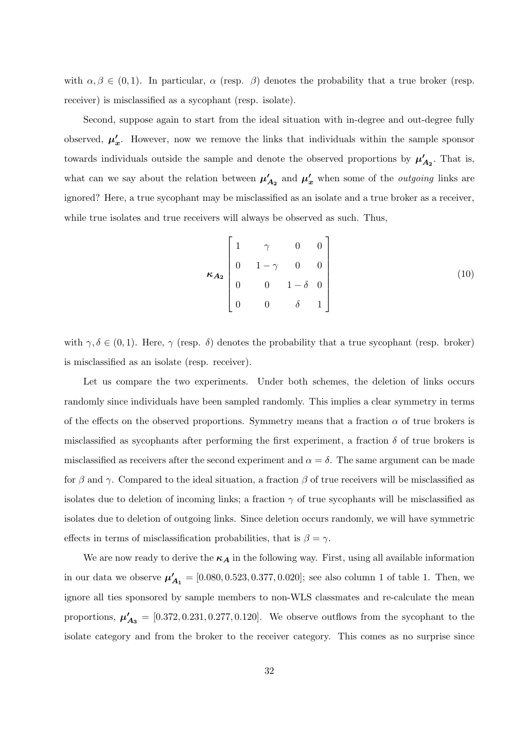with $\alpha, \beta \in (0, 1)$. In particular, $\alpha$ (resp. $\beta$) denotes the probability that a true broker (resp. receiver) is misclassified as a sycophant (resp. isolate).

Second, suppose again to start from the ideal situation with in-degree and out-degree fully observed, $\boldsymbol{\mu_x'}$. However, now we remove the links that individuals within the sample sponsor towards individuals outside the sample and denote the observed proportions by $\boldsymbol{\mu_{A_2}'}$. That is, what can we say about the relation between $\boldsymbol{\mu_{A_2}'}$ and $\boldsymbol{\mu_x'}$ when some of the *outgoing* links are ignored? Here, a true sycophant may be misclassified as an isolate and a true broker as a receiver, while true isolates and true receivers will always be observed as such. Thus,

$$\boldsymbol{\kappa_{A_2}} \begin{bmatrix} 1 & \gamma & 0 & 0 \\ 0 & 1-\gamma & 0 & 0 \\ 0 & 0 & 1-\delta & 0 \\ 0 & 0 & \delta & 1 \end{bmatrix} \tag{10}$$

with $\gamma, \delta \in (0, 1)$. Here, $\gamma$ (resp. $\delta$) denotes the probability that a true sycophant (resp. broker) is misclassified as an isolate (resp. receiver).

Let us compare the two experiments. Under both schemes, the deletion of links occurs randomly since individuals have been sampled randomly. This implies a clear symmetry in terms of the effects on the observed proportions. Symmetry means that a fraction $\alpha$ of true brokers is misclassified as sycophants after performing the first experiment, a fraction $\delta$ of true brokers is misclassified as receivers after the second experiment and $\alpha = \delta$. The same argument can be made for $\beta$ and $\gamma$. Compared to the ideal situation, a fraction $\beta$ of true receivers will be misclassified as isolates due to deletion of incoming links; a fraction $\gamma$ of true sycophants will be misclassified as isolates due to deletion of outgoing links. Since deletion occurs randomly, we will have symmetric effects in terms of misclassification probabilities, that is $\beta = \gamma$.

We are now ready to derive the $\boldsymbol{\kappa_A}$ in the following way. First, using all available information in our data we observe $\boldsymbol{\mu_{A_1}'} = [0.080, 0.523, 0.377, 0.020]$; see also column 1 of table 1. Then, we ignore all ties sponsored by sample members to non-WLS classmates and re-calculate the mean proportions, $\boldsymbol{\mu_{A_3}'} = [0.372, 0.231, 0.277, 0.120]$. We observe outflows from the sycophant to the isolate category and from the broker to the receiver category. This comes as no surprise since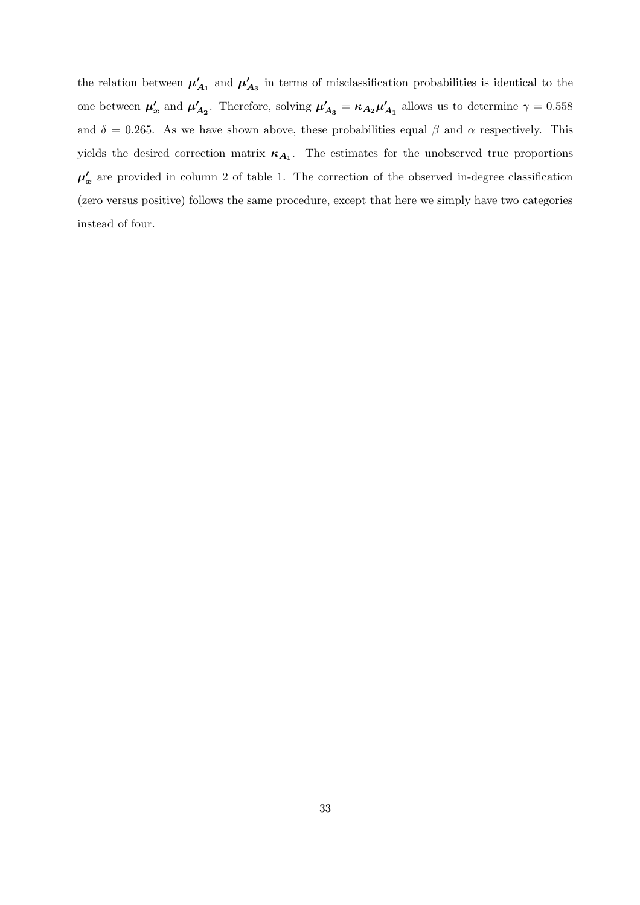the relation between $\boldsymbol{\mu}'_{\boldsymbol{A_1}}$ and $\boldsymbol{\mu}'_{\boldsymbol{A_3}}$ in terms of misclassification probabilities is identical to the one between $\boldsymbol{\mu}'_{\boldsymbol{x}}$ and $\boldsymbol{\mu}'_{\boldsymbol{A_2}}$. Therefore, solving $\boldsymbol{\mu}'_{\boldsymbol{A_3}} = \boldsymbol{\kappa}_{\boldsymbol{A_2}}\boldsymbol{\mu}'_{\boldsymbol{A_1}}$ allows us to determine $\gamma = 0.558$ and $\delta = 0.265$. As we have shown above, these probabilities equal $\beta$ and $\alpha$ respectively. This yields the desired correction matrix $\boldsymbol{\kappa}_{\boldsymbol{A_1}}$. The estimates for the unobserved true proportions $\boldsymbol{\mu}'_{\boldsymbol{x}}$ are provided in column 2 of table 1. The correction of the observed in-degree classification (zero versus positive) follows the same procedure, except that here we simply have two categories instead of four.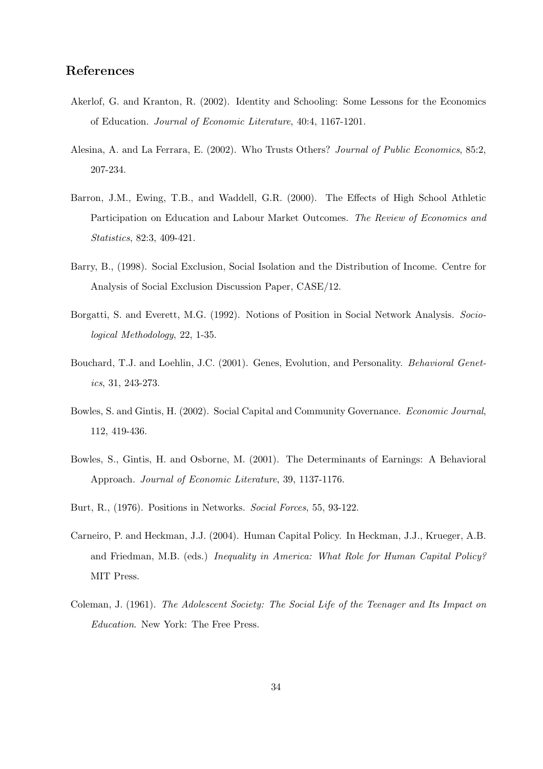## References

Akerlof, G. and Kranton, R. (2002). Identity and Schooling: Some Lessons for the Economics of Education. *Journal of Economic Literature*, 40:4, 1167-1201.

Alesina, A. and La Ferrara, E. (2002). Who Trusts Others? *Journal of Public Economics*, 85:2, 207-234.

Barron, J.M., Ewing, T.B., and Waddell, G.R. (2000). The Effects of High School Athletic Participation on Education and Labour Market Outcomes. *The Review of Economics and Statistics*, 82:3, 409-421.

Barry, B., (1998). Social Exclusion, Social Isolation and the Distribution of Income. Centre for Analysis of Social Exclusion Discussion Paper, CASE/12.

Borgatti, S. and Everett, M.G. (1992). Notions of Position in Social Network Analysis. *Sociological Methodology*, 22, 1-35.

Bouchard, T.J. and Loehlin, J.C. (2001). Genes, Evolution, and Personality. *Behavioral Genetics*, 31, 243-273.

Bowles, S. and Gintis, H. (2002). Social Capital and Community Governance. *Economic Journal*, 112, 419-436.

Bowles, S., Gintis, H. and Osborne, M. (2001). The Determinants of Earnings: A Behavioral Approach. *Journal of Economic Literature*, 39, 1137-1176.

Burt, R., (1976). Positions in Networks. *Social Forces*, 55, 93-122.

Carneiro, P. and Heckman, J.J. (2004). Human Capital Policy. In Heckman, J.J., Krueger, A.B. and Friedman, M.B. (eds.) *Inequality in America: What Role for Human Capital Policy?* MIT Press.

Coleman, J. (1961). *The Adolescent Society: The Social Life of the Teenager and Its Impact on Education*. New York: The Free Press.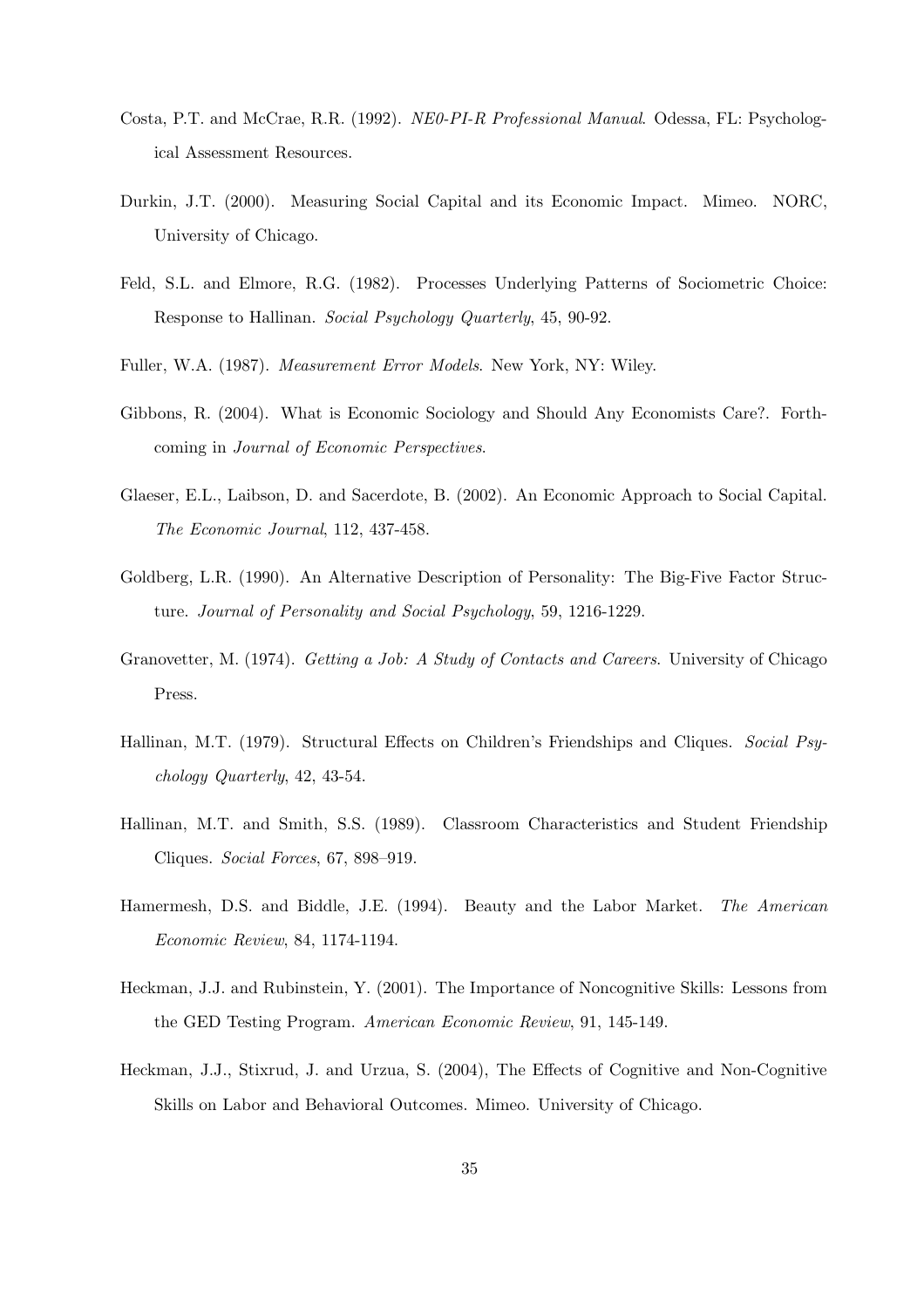Costa, P.T. and McCrae, R.R. (1992). *NE0-PI-R Professional Manual*. Odessa, FL: Psychological Assessment Resources.

Durkin, J.T. (2000). Measuring Social Capital and its Economic Impact. Mimeo. NORC, University of Chicago.

Feld, S.L. and Elmore, R.G. (1982). Processes Underlying Patterns of Sociometric Choice: Response to Hallinan. *Social Psychology Quarterly*, 45, 90-92.

Fuller, W.A. (1987). *Measurement Error Models*. New York, NY: Wiley.

Gibbons, R. (2004). What is Economic Sociology and Should Any Economists Care?. Forthcoming in *Journal of Economic Perspectives*.

Glaeser, E.L., Laibson, D. and Sacerdote, B. (2002). An Economic Approach to Social Capital. *The Economic Journal*, 112, 437-458.

Goldberg, L.R. (1990). An Alternative Description of Personality: The Big-Five Factor Structure. *Journal of Personality and Social Psychology*, 59, 1216-1229.

Granovetter, M. (1974). *Getting a Job: A Study of Contacts and Careers*. University of Chicago Press.

Hallinan, M.T. (1979). Structural Effects on Children's Friendships and Cliques. *Social Psychology Quarterly*, 42, 43-54.

Hallinan, M.T. and Smith, S.S. (1989). Classroom Characteristics and Student Friendship Cliques. *Social Forces*, 67, 898–919.

Hamermesh, D.S. and Biddle, J.E. (1994). Beauty and the Labor Market. *The American Economic Review*, 84, 1174-1194.

Heckman, J.J. and Rubinstein, Y. (2001). The Importance of Noncognitive Skills: Lessons from the GED Testing Program. *American Economic Review*, 91, 145-149.

Heckman, J.J., Stixrud, J. and Urzua, S. (2004), The Effects of Cognitive and Non-Cognitive Skills on Labor and Behavioral Outcomes. Mimeo. University of Chicago.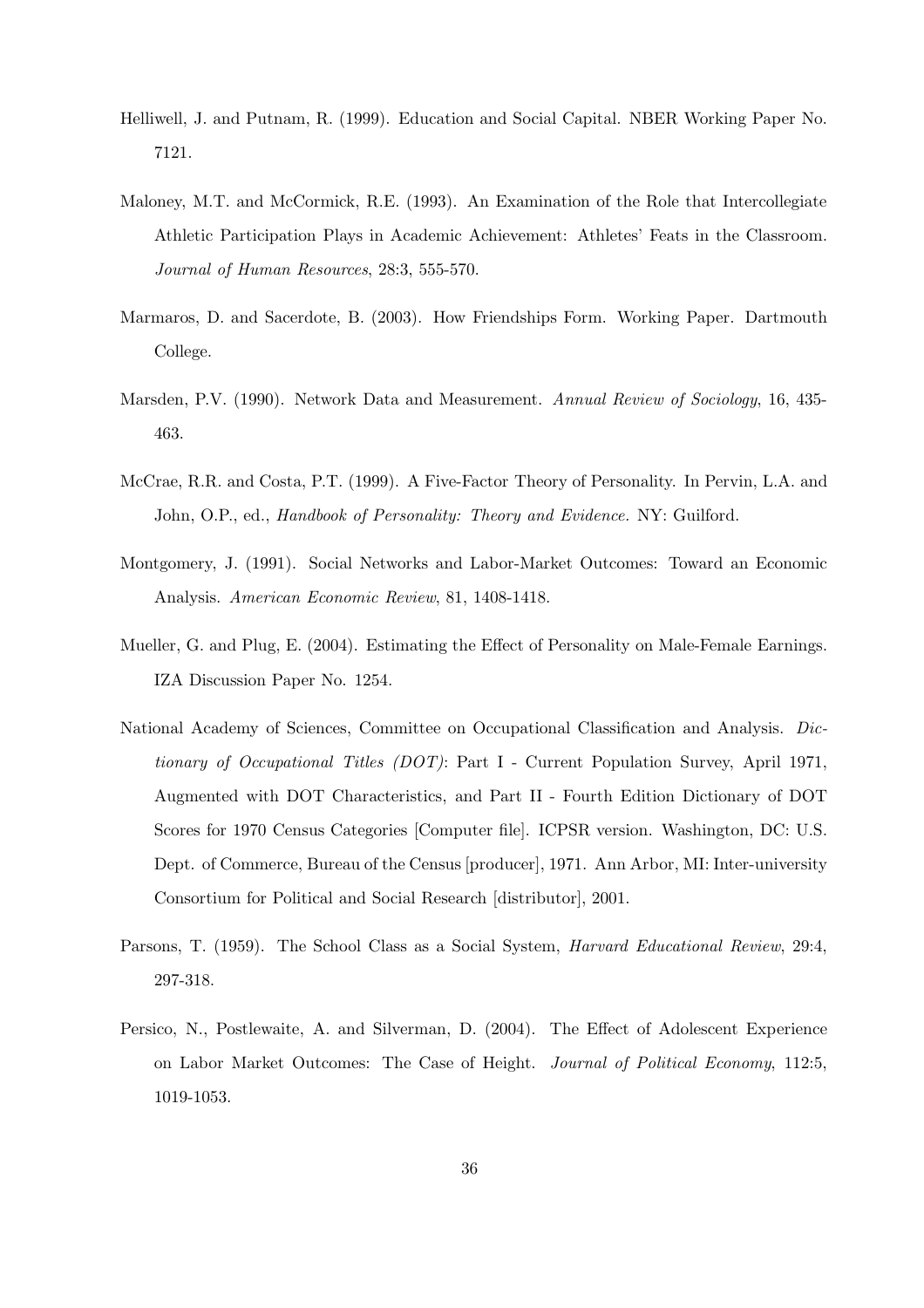Helliwell, J. and Putnam, R. (1999). Education and Social Capital. NBER Working Paper No. 7121.

Maloney, M.T. and McCormick, R.E. (1993). An Examination of the Role that Intercollegiate Athletic Participation Plays in Academic Achievement: Athletes' Feats in the Classroom. *Journal of Human Resources*, 28:3, 555-570.

Marmaros, D. and Sacerdote, B. (2003). How Friendships Form. Working Paper. Dartmouth College.

Marsden, P.V. (1990). Network Data and Measurement. *Annual Review of Sociology*, 16, 435-463.

McCrae, R.R. and Costa, P.T. (1999). A Five-Factor Theory of Personality. In Pervin, L.A. and John, O.P., ed., *Handbook of Personality: Theory and Evidence.* NY: Guilford.

Montgomery, J. (1991). Social Networks and Labor-Market Outcomes: Toward an Economic Analysis. *American Economic Review*, 81, 1408-1418.

Mueller, G. and Plug, E. (2004). Estimating the Effect of Personality on Male-Female Earnings. IZA Discussion Paper No. 1254.

National Academy of Sciences, Committee on Occupational Classification and Analysis. *Dictionary of Occupational Titles (DOT)*: Part I - Current Population Survey, April 1971, Augmented with DOT Characteristics, and Part II - Fourth Edition Dictionary of DOT Scores for 1970 Census Categories [Computer file]. ICPSR version. Washington, DC: U.S. Dept. of Commerce, Bureau of the Census [producer], 1971. Ann Arbor, MI: Inter-university Consortium for Political and Social Research [distributor], 2001.

Parsons, T. (1959). The School Class as a Social System, *Harvard Educational Review*, 29:4, 297-318.

Persico, N., Postlewaite, A. and Silverman, D. (2004). The Effect of Adolescent Experience on Labor Market Outcomes: The Case of Height. *Journal of Political Economy*, 112:5, 1019-1053.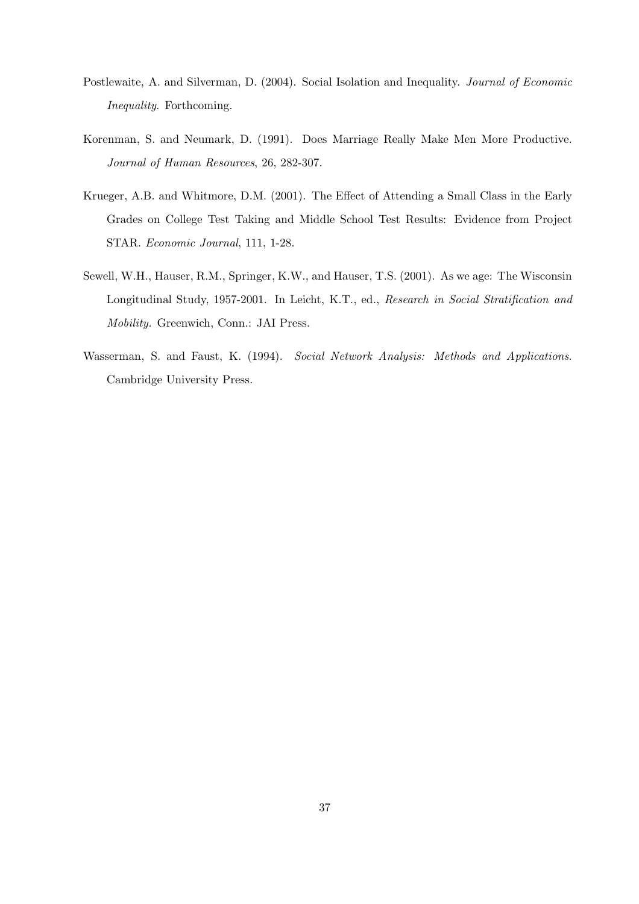Postlewaite, A. and Silverman, D. (2004). Social Isolation and Inequality. *Journal of Economic Inequality*. Forthcoming.

Korenman, S. and Neumark, D. (1991). Does Marriage Really Make Men More Productive. *Journal of Human Resources*, 26, 282-307.

Krueger, A.B. and Whitmore, D.M. (2001). The Effect of Attending a Small Class in the Early Grades on College Test Taking and Middle School Test Results: Evidence from Project STAR. *Economic Journal*, 111, 1-28.

Sewell, W.H., Hauser, R.M., Springer, K.W., and Hauser, T.S. (2001). As we age: The Wisconsin Longitudinal Study, 1957-2001. In Leicht, K.T., ed., *Research in Social Stratification and Mobility*. Greenwich, Conn.: JAI Press.

Wasserman, S. and Faust, K. (1994). *Social Network Analysis: Methods and Applications*. Cambridge University Press.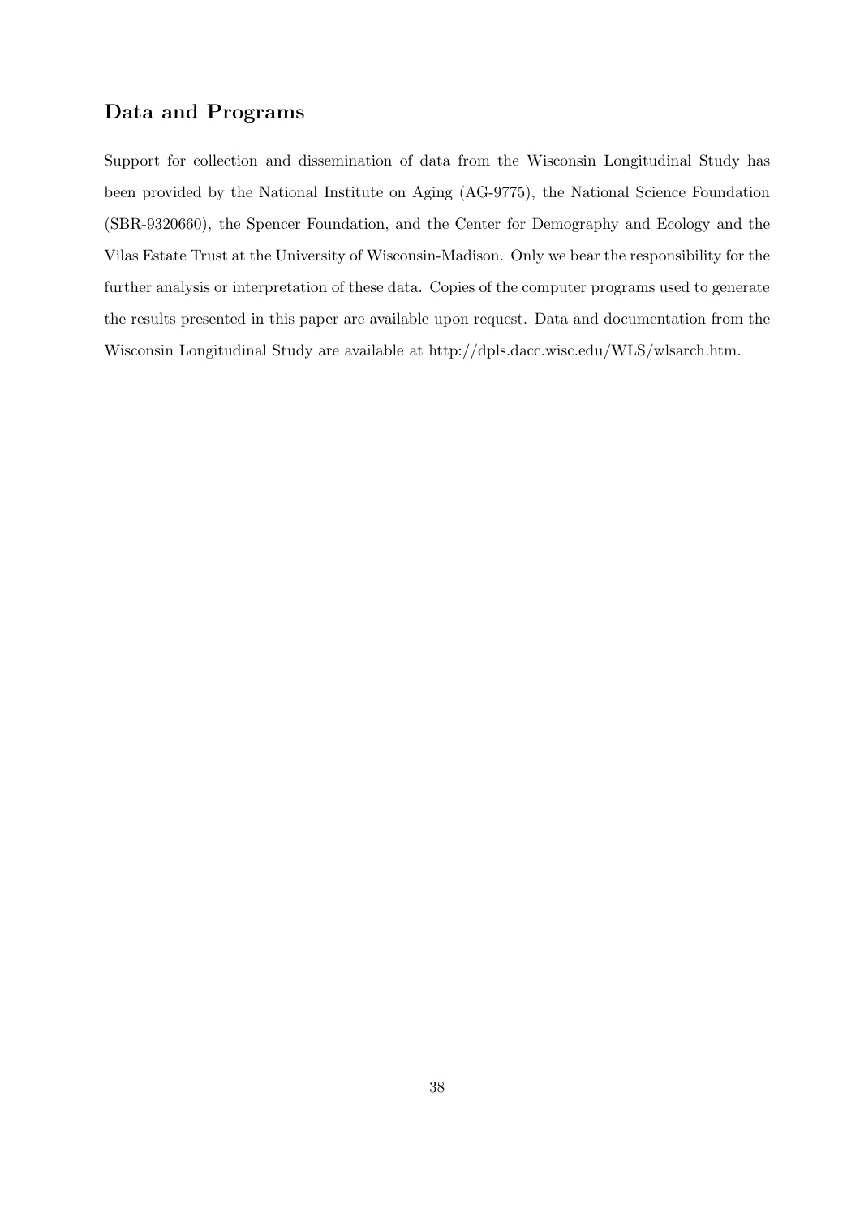## Data and Programs

Support for collection and dissemination of data from the Wisconsin Longitudinal Study has been provided by the National Institute on Aging (AG-9775), the National Science Foundation (SBR-9320660), the Spencer Foundation, and the Center for Demography and Ecology and the Vilas Estate Trust at the University of Wisconsin-Madison. Only we bear the responsibility for the further analysis or interpretation of these data. Copies of the computer programs used to generate the results presented in this paper are available upon request. Data and documentation from the Wisconsin Longitudinal Study are available at http://dpls.dacc.wisc.edu/WLS/wlsarch.htm.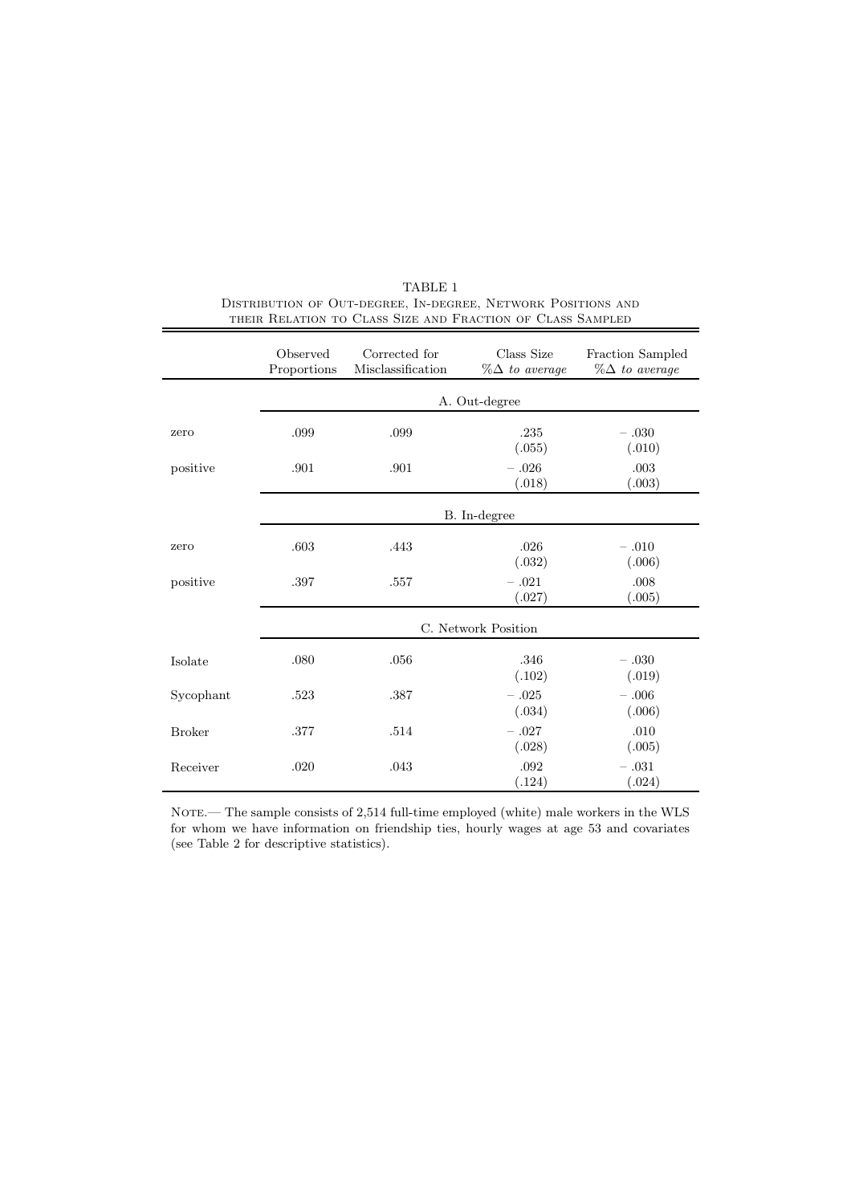TABLE 1

Distribution of Out-degree, In-degree, Network Positions and their Relation to Class Size and Fraction of Class Sampled

| | Observed Proportions | Corrected for Misclassification | Class Size $\%\Delta$ *to average* | Fraction Sampled $\%\Delta$ *to average* |
|---|---|---|---|---|
| | A. Out-degree | | | |
| zero | .099 | .099 | .235 (.055) | − .030 (.010) |
| positive | .901 | .901 | − .026 (.018) | .003 (.003) |
| | B. In-degree | | | |
| zero | .603 | .443 | .026 (.032) | − .010 (.006) |
| positive | .397 | .557 | − .021 (.027) | .008 (.005) |
| | C. Network Position | | | |
| Isolate | .080 | .056 | .346 (.102) | − .030 (.019) |
| Sycophant | .523 | .387 | − .025 (.034) | − .006 (.006) |
| Broker | .377 | .514 | − .027 (.028) | .010 (.005) |
| Receiver | .020 | .043 | .092 (.124) | − .031 (.024) |

Note.— The sample consists of 2,514 full-time employed (white) male workers in the WLS for whom we have information on friendship ties, hourly wages at age 53 and covariates (see Table 2 for descriptive statistics).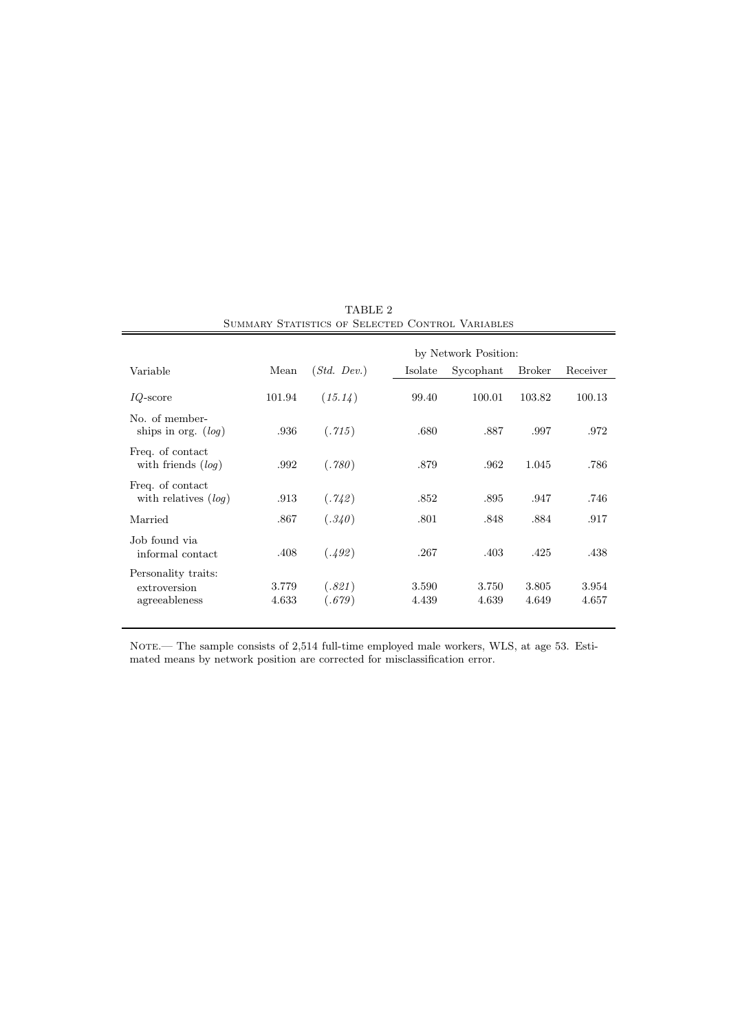TABLE 2

Summary Statistics of Selected Control Variables

| Variable | Mean | (*Std. Dev.*) | by Network Position: Isolate | Sycophant | Broker | Receiver |
|---|---|---|---|---|---|---|
| *IQ*-score | 101.94 | (*15.14*) | 99.40 | 100.01 | 103.82 | 100.13 |
| No. of memberships in org. (*log*) | .936 | (*.715*) | .680 | .887 | .997 | .972 |
| Freq. of contact with friends (*log*) | .992 | (*.780*) | .879 | .962 | 1.045 | .786 |
| Freq. of contact with relatives (*log*) | .913 | (*.742*) | .852 | .895 | .947 | .746 |
| Married | .867 | (*.340*) | .801 | .848 | .884 | .917 |
| Job found via informal contact | .408 | (*.492*) | .267 | .403 | .425 | .438 |
| Personality traits: | | | | | | |
| extroversion | 3.779 | (*.821*) | 3.590 | 3.750 | 3.805 | 3.954 |
| agreeableness | 4.633 | (*.679*) | 4.439 | 4.639 | 4.649 | 4.657 |

Note.— The sample consists of 2,514 full-time employed male workers, WLS, at age 53. Estimated means by network position are corrected for misclassification error.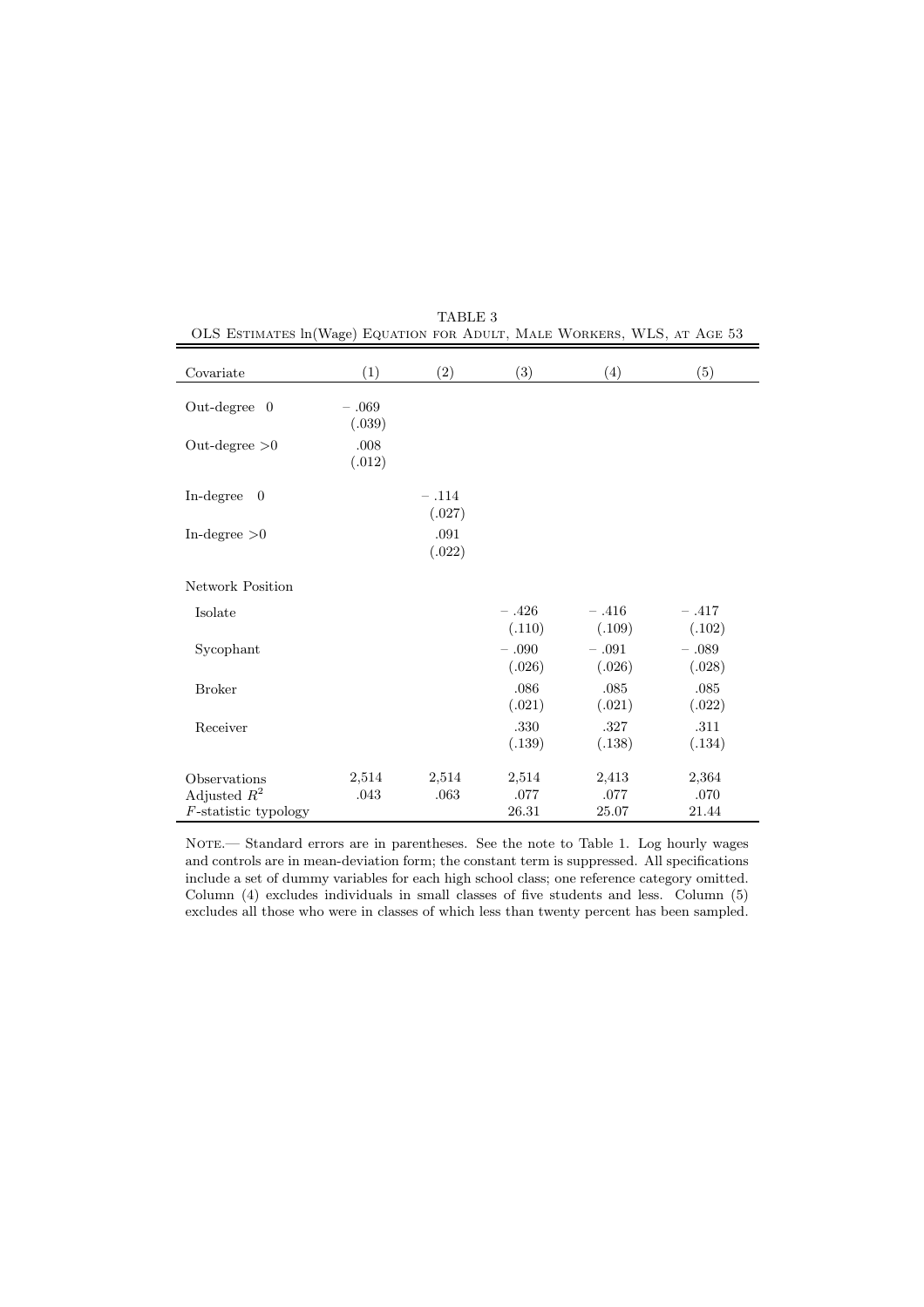TABLE 3

OLS Estimates ln(Wage) Equation for Adult, Male Workers, WLS, at Age 53

| Covariate | (1) | (2) | (3) | (4) | (5) |
|---|---|---|---|---|---|
| Out-degree 0 | − .069 | | | | |
| | (.039) | | | | |
| Out-degree >0 | .008 | | | | |
| | (.012) | | | | |
| In-degree 0 | | − .114 | | | |
| | | (.027) | | | |
| In-degree >0 | | .091 | | | |
| | | (.022) | | | |
| Network Position | | | | | |
| Isolate | | | − .426 | − .416 | − .417 |
| | | | (.110) | (.109) | (.102) |
| Sycophant | | | − .090 | − .091 | − .089 |
| | | | (.026) | (.026) | (.028) |
| Broker | | | .086 | .085 | .085 |
| | | | (.021) | (.021) | (.022) |
| Receiver | | | .330 | .327 | .311 |
| | | | (.139) | (.138) | (.134) |
| Observations | 2,514 | 2,514 | 2,514 | 2,413 | 2,364 |
| Adjusted $R^2$ | .043 | .063 | .077 | .077 | .070 |
| $F$-statistic typology | | | 26.31 | 25.07 | 21.44 |

Note.— Standard errors are in parentheses. See the note to Table 1. Log hourly wages and controls are in mean-deviation form; the constant term is suppressed. All specifications include a set of dummy variables for each high school class; one reference category omitted. Column (4) excludes individuals in small classes of five students and less. Column (5) excludes all those who were in classes of which less than twenty percent has been sampled.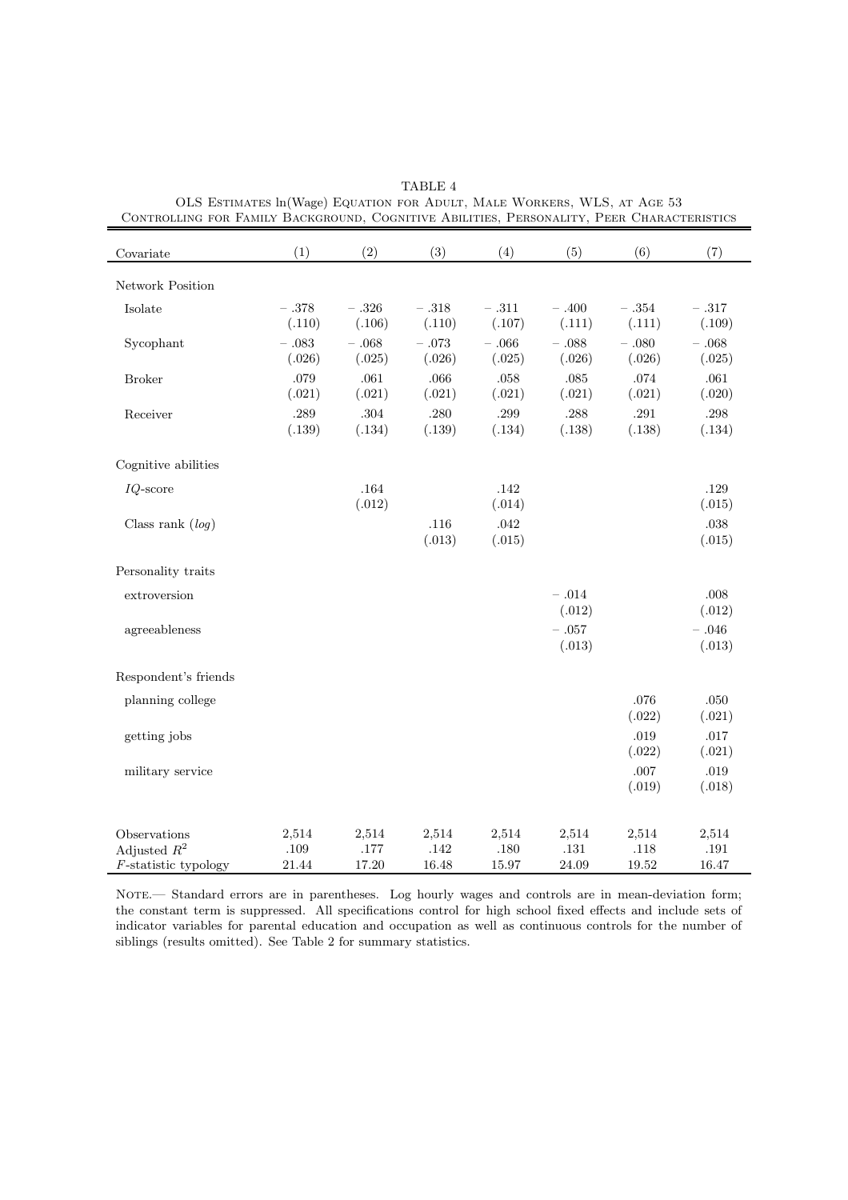TABLE 4

OLS Estimates ln(Wage) Equation for Adult, Male Workers, WLS, at Age 53
Controlling for Family Background, Cognitive Abilities, Personality, Peer Characteristics

| Covariate | (1) | (2) | (3) | (4) | (5) | (6) | (7) |
|---|---|---|---|---|---|---|---|
| Network Position | | | | | | | |
| Isolate | − .378 | − .326 | − .318 | − .311 | − .400 | − .354 | − .317 |
| | (.110) | (.106) | (.110) | (.107) | (.111) | (.111) | (.109) |
| Sycophant | − .083 | − .068 | − .073 | − .066 | − .088 | − .080 | − .068 |
| | (.026) | (.025) | (.026) | (.025) | (.026) | (.026) | (.025) |
| Broker | .079 | .061 | .066 | .058 | .085 | .074 | .061 |
| | (.021) | (.021) | (.021) | (.021) | (.021) | (.021) | (.020) |
| Receiver | .289 | .304 | .280 | .299 | .288 | .291 | .298 |
| | (.139) | (.134) | (.139) | (.134) | (.138) | (.138) | (.134) |
| Cognitive abilities | | | | | | | |
| *IQ*-score | | .164 | | .142 | | | .129 |
| | | (.012) | | (.014) | | | (.015) |
| Class rank (*log*) | | | .116 | .042 | | | .038 |
| | | | (.013) | (.015) | | | (.015) |
| Personality traits | | | | | | | |
| extroversion | | | | | − .014 | | .008 |
| | | | | | (.012) | | (.012) |
| agreeableness | | | | | − .057 | | − .046 |
| | | | | | (.013) | | (.013) |
| Respondent's friends | | | | | | | |
| planning college | | | | | | .076 | .050 |
| | | | | | | (.022) | (.021) |
| getting jobs | | | | | | .019 | .017 |
| | | | | | | (.022) | (.021) |
| military service | | | | | | .007 | .019 |
| | | | | | | (.019) | (.018) |
| Observations | 2,514 | 2,514 | 2,514 | 2,514 | 2,514 | 2,514 | 2,514 |
| Adjusted $R^2$ | .109 | .177 | .142 | .180 | .131 | .118 | .191 |
| $F$-statistic typology | 21.44 | 17.20 | 16.48 | 15.97 | 24.09 | 19.52 | 16.47 |

Note.— Standard errors are in parentheses. Log hourly wages and controls are in mean-deviation form; the constant term is suppressed. All specifications control for high school fixed effects and include sets of indicator variables for parental education and occupation as well as continuous controls for the number of siblings (results omitted). See Table 2 for summary statistics.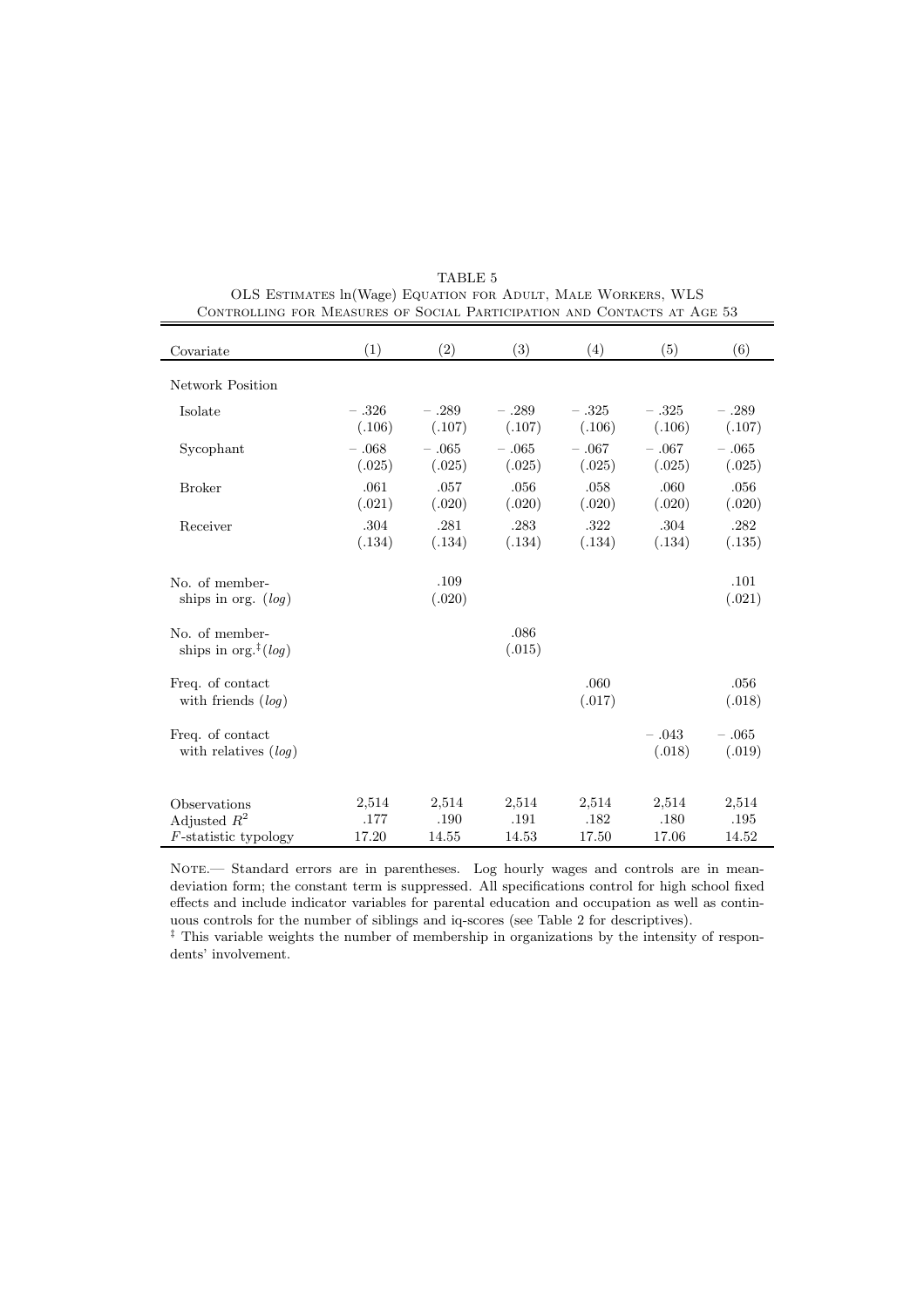TABLE 5

OLS Estimates ln(Wage) Equation for Adult, Male Workers, WLS Controlling for Measures of Social Participation and Contacts at Age 53

| Covariate | (1) | (2) | (3) | (4) | (5) | (6) |
|---|---|---|---|---|---|---|
| Network Position | | | | | | |
| Isolate | − .326 | − .289 | − .289 | − .325 | − .325 | − .289 |
| | (.106) | (.107) | (.107) | (.106) | (.106) | (.107) |
| Sycophant | − .068 | − .065 | − .065 | − .067 | − .067 | − .065 |
| | (.025) | (.025) | (.025) | (.025) | (.025) | (.025) |
| Broker | .061 | .057 | .056 | .058 | .060 | .056 |
| | (.021) | (.020) | (.020) | (.020) | (.020) | (.020) |
| Receiver | .304 | .281 | .283 | .322 | .304 | .282 |
| | (.134) | (.134) | (.134) | (.134) | (.134) | (.135) |
| No. of memberships in org. (*log*) | | .109 | | | | .101 |
| | | (.020) | | | | (.021) |
| No. of memberships in org.‡ (*log*) | | | .086 | | | |
| | | | (.015) | | | |
| Freq. of contact with friends (*log*) | | | | .060 | | .056 |
| | | | | (.017) | | (.018) |
| Freq. of contact with relatives (*log*) | | | | | − .043 | − .065 |
| | | | | | (.018) | (.019) |
| Observations | 2,514 | 2,514 | 2,514 | 2,514 | 2,514 | 2,514 |
| Adjusted $R^2$ | .177 | .190 | .191 | .182 | .180 | .195 |
| $F$-statistic typology | 17.20 | 14.55 | 14.53 | 17.50 | 17.06 | 14.52 |

Note.— Standard errors are in parentheses. Log hourly wages and controls are in mean-deviation form; the constant term is suppressed. All specifications control for high school fixed effects and include indicator variables for parental education and occupation as well as continuous controls for the number of siblings and iq-scores (see Table 2 for descriptives).

‡ This variable weights the number of membership in organizations by the intensity of respondents' involvement.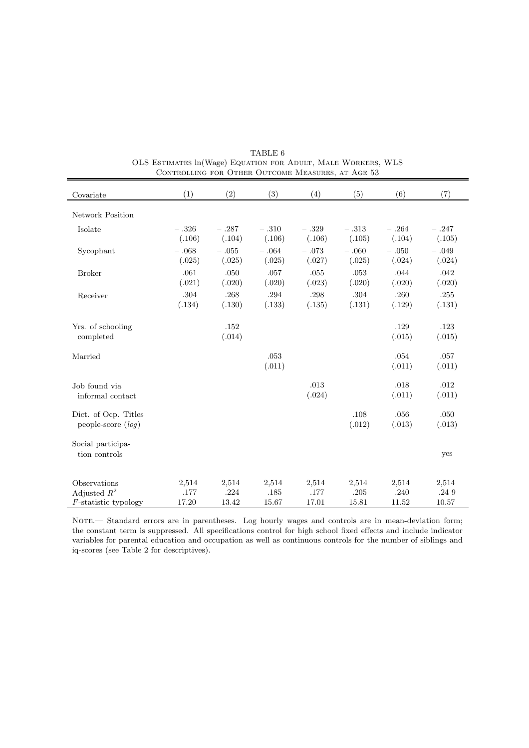TABLE 6

OLS Estimates ln(Wage) Equation for Adult, Male Workers, WLS Controlling for Other Outcome Measures, at Age 53

| Covariate | (1) | (2) | (3) | (4) | (5) | (6) | (7) |
|---|---|---|---|---|---|---|---|
| Network Position | | | | | | | |
| Isolate | − .326 | − .287 | − .310 | − .329 | − .313 | − .264 | − .247 |
| | (.106) | (.104) | (.106) | (.106) | (.105) | (.104) | (.105) |
| Sycophant | − .068 | − .055 | − .064 | − .073 | − .060 | − .050 | − .049 |
| | (.025) | (.025) | (.025) | (.027) | (.025) | (.024) | (.024) |
| Broker | .061 | .050 | .057 | .055 | .053 | .044 | .042 |
| | (.021) | (.020) | (.020) | (.023) | (.020) | (.020) | (.020) |
| Receiver | .304 | .268 | .294 | .298 | .304 | .260 | .255 |
| | (.134) | (.130) | (.133) | (.135) | (.131) | (.129) | (.131) |
| Yrs. of schooling completed | | .152 | | | | .129 | .123 |
| | | (.014) | | | | (.015) | (.015) |
| Married | | | .053 | | | .054 | .057 |
| | | | (.011) | | | (.011) | (.011) |
| Job found via informal contact | | | | .013 | | .018 | .012 |
| | | | | (.024) | | (.011) | (.011) |
| Dict. of Ocp. Titles people-score (*log*) | | | | | .108 | .056 | .050 |
| | | | | | (.012) | (.013) | (.013) |
| Social participation controls | | | | | | | yes |
| Observations | 2,514 | 2,514 | 2,514 | 2,514 | 2,514 | 2,514 | 2,514 |
| Adjusted $R^2$ | .177 | .224 | .185 | .177 | .205 | .240 | .24 9 |
| $F$-statistic typology | 17.20 | 13.42 | 15.67 | 17.01 | 15.81 | 11.52 | 10.57 |

Note.— Standard errors are in parentheses. Log hourly wages and controls are in mean-deviation form; the constant term is suppressed. All specifications control for high school fixed effects and include indicator variables for parental education and occupation as well as continuous controls for the number of siblings and iq-scores (see Table 2 for descriptives).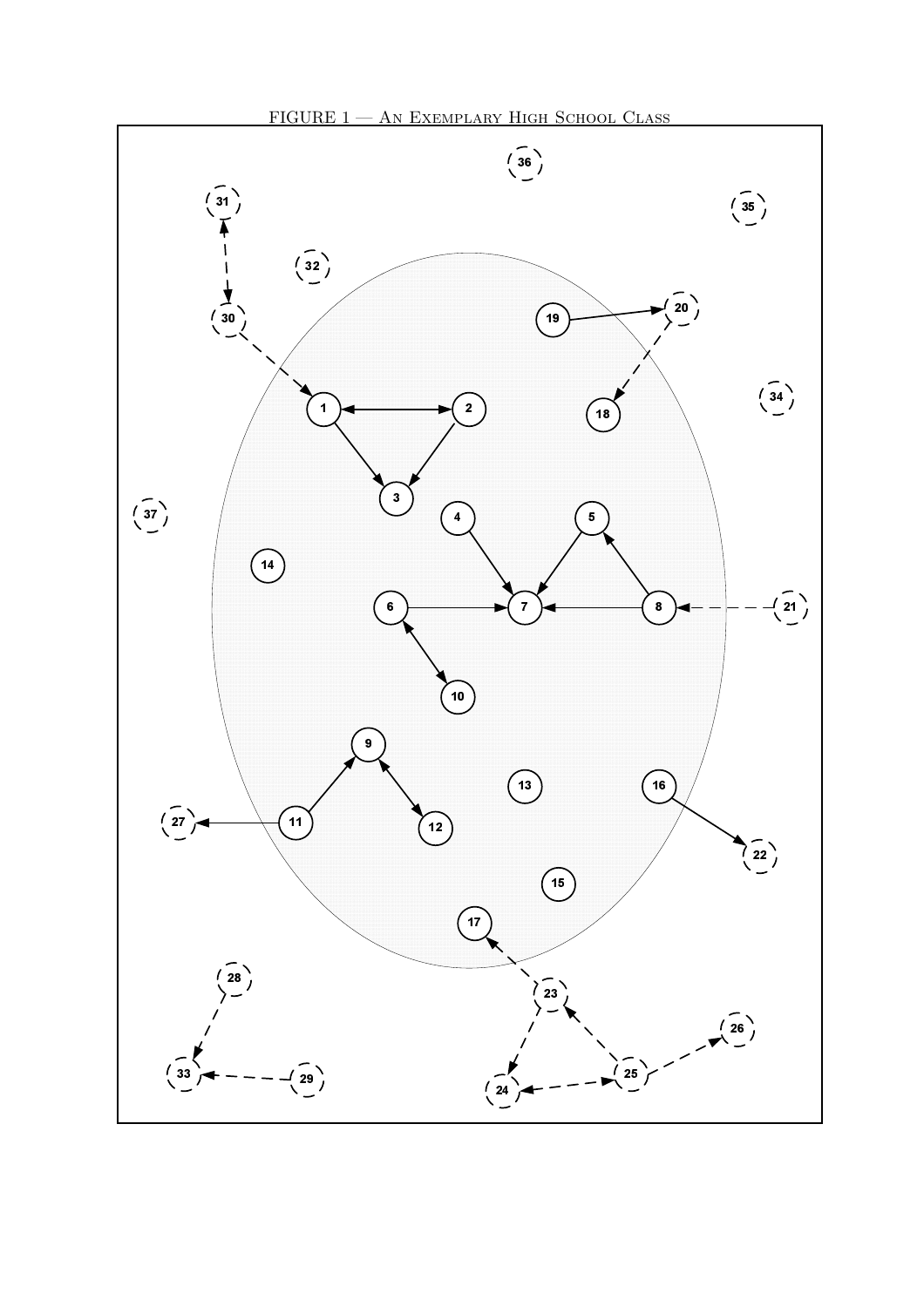FIGURE 1 — An Exemplary High School Class

36
31
35
32
30
19
20
1
2
18
34
3
37
4
5
14
6
7
8
21
10
9
13
16
27
11
12
22
15
17
28
23
26
33
29
24
25